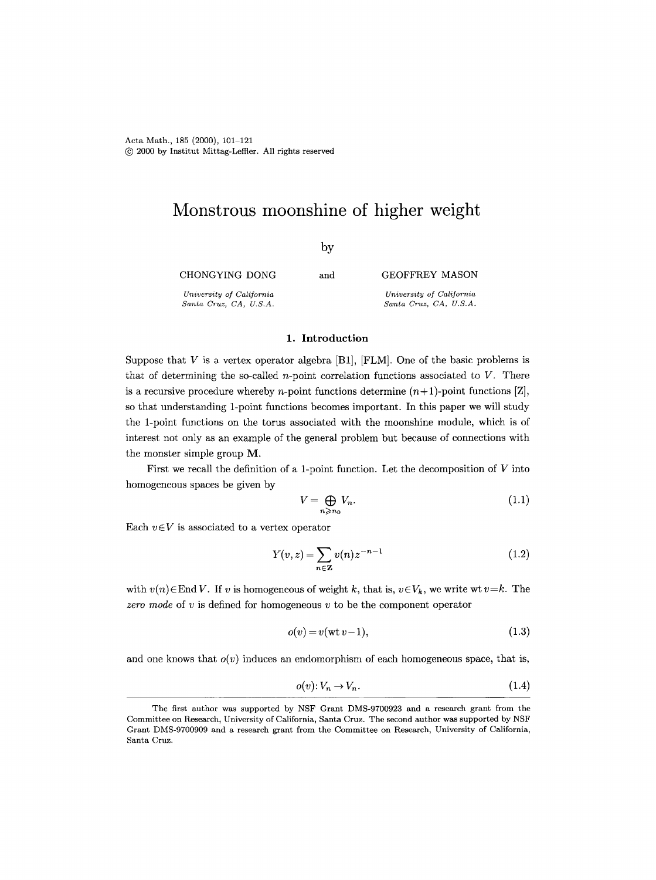# Monstrous moonshine of higher weight

by

CHONGYING DONG

*University of California*
*Santa Cruz, CA, U.S.A.*

and

GEOFFREY MASON

*University of California*
*Santa Cruz, CA, U.S.A.*

## 1. Introduction

Suppose that $V$ is a vertex operator algebra [B1], [FLM]. One of the basic problems is that of determining the so-called $n$-point correlation functions associated to $V$. There is a recursive procedure whereby $n$-point functions determine $(n+1)$-point functions [Z], so that understanding 1-point functions becomes important. In this paper we will study the 1-point functions on the torus associated with the moonshine module, which is of interest not only as an example of the general problem but because of connections with the monster simple group $\mathbf{M}$.

First we recall the definition of a 1-point function. Let the decomposition of $V$ into homogeneous spaces be given by

$$V = \bigoplus_{n \geqslant n_0} V_n. \tag{1.1}$$

Each $v \in V$ is associated to a vertex operator

$$Y(v, z) = \sum_{n \in \mathbf{Z}} v(n) z^{-n-1} \tag{1.2}$$

with $v(n) \in \operatorname{End} V$. If $v$ is homogeneous of weight $k$, that is, $v \in V_k$, we write $\operatorname{wt} v = k$. The *zero mode* of $v$ is defined for homogeneous $v$ to be the component operator

$$o(v) = v(\operatorname{wt} v - 1), \tag{1.3}$$

and one knows that $o(v)$ induces an endomorphism of each homogeneous space, that is,

$$o(v) \colon V_n \to V_n. \tag{1.4}$$

The first author was supported by NSF Grant DMS-9700923 and a research grant from the Committee on Research, University of California, Santa Cruz. The second author was supported by NSF Grant DMS-9700909 and a research grant from the Committee on Research, University of California, Santa Cruz.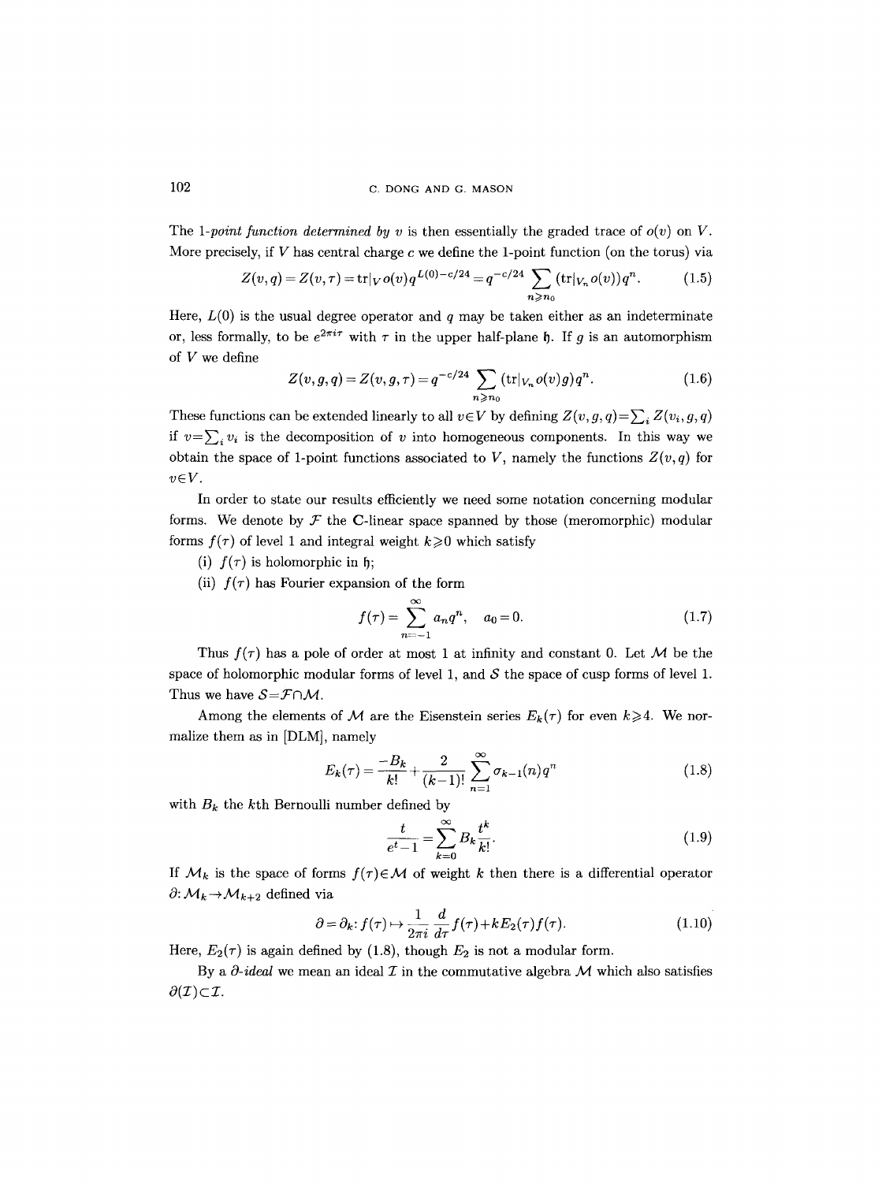The *1-point function determined by v* is then essentially the graded trace of $o(v)$ on $V$. More precisely, if $V$ has central charge $c$ we define the 1-point function (on the torus) via

$$Z(v,q) = Z(v,\tau) = \mathrm{tr}|_V o(v) q^{L(0)-c/24} = q^{-c/24} \sum_{n \geqslant n_0} (\mathrm{tr}|_{V_n} o(v)) q^n. \tag{1.5}$$

Here, $L(0)$ is the usual degree operator and $q$ may be taken either as an indeterminate or, less formally, to be $e^{2\pi i \tau}$ with $\tau$ in the upper half-plane $\mathfrak{h}$. If $g$ is an automorphism of $V$ we define

$$Z(v,g,q) = Z(v,g,\tau) = q^{-c/24} \sum_{n \geqslant n_0} (\mathrm{tr}|_{V_n} o(v) g) q^n. \tag{1.6}$$

These functions can be extended linearly to all $v \in V$ by defining $Z(v,g,q) = \sum_i Z(v_i,g,q)$ if $v = \sum_i v_i$ is the decomposition of $v$ into homogeneous components. In this way we obtain the space of 1-point functions associated to $V$, namely the functions $Z(v,q)$ for $v \in V$.

In order to state our results efficiently we need some notation concerning modular forms. We denote by $\mathcal{F}$ the $\mathbf{C}$-linear space spanned by those (meromorphic) modular forms $f(\tau)$ of level 1 and integral weight $k \geqslant 0$ which satisfy

(i) $f(\tau)$ is holomorphic in $\mathfrak{h}$;

(ii) $f(\tau)$ has Fourier expansion of the form

$$f(\tau) = \sum_{n=-1}^{\infty} a_n q^n, \quad a_0 = 0. \tag{1.7}$$

Thus $f(\tau)$ has a pole of order at most 1 at infinity and constant 0. Let $\mathcal{M}$ be the space of holomorphic modular forms of level 1, and $\mathcal{S}$ the space of cusp forms of level 1. Thus we have $\mathcal{S} = \mathcal{F} \cap \mathcal{M}$.

Among the elements of $\mathcal{M}$ are the Eisenstein series $E_k(\tau)$ for even $k \geqslant 4$. We normalize them as in [DLM], namely

$$E_k(\tau) = \frac{-B_k}{k!} + \frac{2}{(k-1)!} \sum_{n=1}^{\infty} \sigma_{k-1}(n) q^n \tag{1.8}$$

with $B_k$ the $k$th Bernoulli number defined by

$$\frac{t}{e^t - 1} = \sum_{k=0}^{\infty} B_k \frac{t^k}{k!}. \tag{1.9}$$

If $\mathcal{M}_k$ is the space of forms $f(\tau) \in \mathcal{M}$ of weight $k$ then there is a differential operator $\partial: \mathcal{M}_k \to \mathcal{M}_{k+2}$ defined via

$$\partial = \partial_k : f(\tau) \mapsto \frac{1}{2\pi i} \frac{d}{d\tau} f(\tau) + k E_2(\tau) f(\tau). \tag{1.10}$$

Here, $E_2(\tau)$ is again defined by (1.8), though $E_2$ is not a modular form.

By a *$\partial$-ideal* we mean an ideal $\mathcal{I}$ in the commutative algebra $\mathcal{M}$ which also satisfies $\partial(\mathcal{I}) \subset \mathcal{I}$.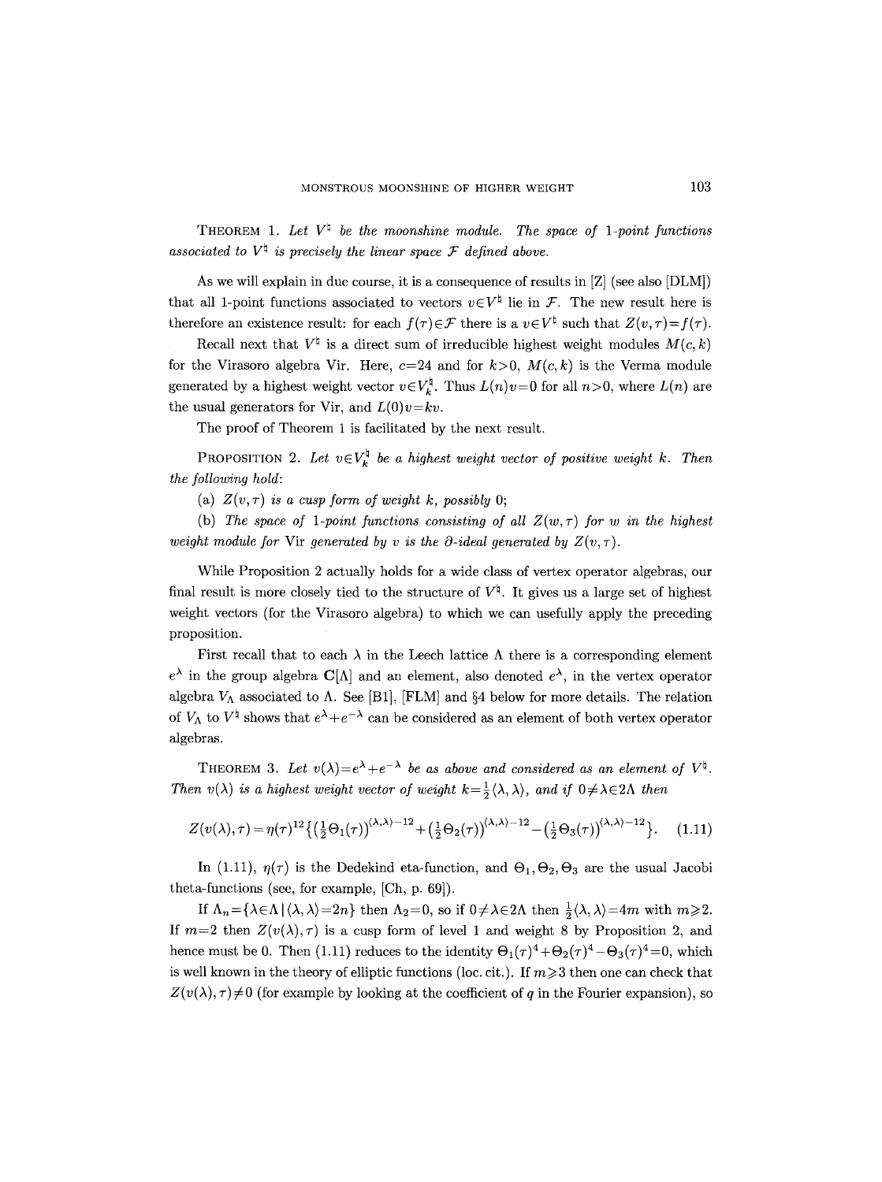**Theorem 1.** *Let $V^\natural$ be the moonshine module. The space of 1-point functions associated to $V^\natural$ is precisely the linear space $\mathcal{F}$ defined above.*

As we will explain in due course, it is a consequence of results in [Z] (see also [DLM]) that all 1-point functions associated to vectors $v \in V^\natural$ lie in $\mathcal{F}$. The new result here is therefore an existence result: for each $f(\tau) \in \mathcal{F}$ there is a $v \in V^\natural$ such that $Z(v, \tau) = f(\tau)$.

Recall next that $V^\natural$ is a direct sum of irreducible highest weight modules $M(c, k)$ for the Virasoro algebra Vir. Here, $c = 24$ and for $k > 0$, $M(c, k)$ is the Verma module generated by a highest weight vector $v \in V_k^\natural$. Thus $L(n)v = 0$ for all $n > 0$, where $L(n)$ are the usual generators for Vir, and $L(0)v = kv$.

The proof of Theorem 1 is facilitated by the next result.

**Proposition 2.** *Let $v \in V_k^\natural$ be a highest weight vector of positive weight $k$. Then the following hold:*

(a) *$Z(v, \tau)$ is a cusp form of weight $k$, possibly 0;*

(b) *The space of 1-point functions consisting of all $Z(w, \tau)$ for $w$ in the highest weight module for* Vir *generated by $v$ is the $\partial$-ideal generated by $Z(v, \tau)$.*

While Proposition 2 actually holds for a wide class of vertex operator algebras, our final result is more closely tied to the structure of $V^\natural$. It gives us a large set of highest weight vectors (for the Virasoro algebra) to which we can usefully apply the preceding proposition.

First recall that to each $\lambda$ in the Leech lattice $\Lambda$ there is a corresponding element $e^\lambda$ in the group algebra $\mathbf{C}[\Lambda]$ and an element, also denoted $e^\lambda$, in the vertex operator algebra $V_\Lambda$ associated to $\Lambda$. See [B1], [FLM] and §4 below for more details. The relation of $V_\Lambda$ to $V^\natural$ shows that $e^\lambda + e^{-\lambda}$ can be considered as an element of both vertex operator algebras.

**Theorem 3.** *Let $v(\lambda) = e^\lambda + e^{-\lambda}$ be as above and considered as an element of $V^\natural$. Then $v(\lambda)$ is a highest weight vector of weight $k = \frac{1}{2}\langle \lambda, \lambda \rangle$, and if $0 \neq \lambda \in 2\Lambda$ then*

$$Z(v(\lambda), \tau) = \eta(\tau)^{12} \left\{ \left(\tfrac{1}{2}\Theta_1(\tau)\right)^{\langle \lambda, \lambda \rangle - 12} + \left(\tfrac{1}{2}\Theta_2(\tau)\right)^{\langle \lambda, \lambda \rangle - 12} - \left(\tfrac{1}{2}\Theta_3(\tau)\right)^{\langle \lambda, \lambda \rangle - 12} \right\}. \quad (1.11)$$

In (1.11), $\eta(\tau)$ is the Dedekind eta-function, and $\Theta_1, \Theta_2, \Theta_3$ are the usual Jacobi theta-functions (see, for example, [Ch, p. 69]).

If $\Lambda_n = \{\lambda \in \Lambda \mid \langle \lambda, \lambda \rangle = 2n\}$ then $\Lambda_2 = 0$, so if $0 \neq \lambda \in 2\Lambda$ then $\frac{1}{2}\langle \lambda, \lambda \rangle = 4m$ with $m \geqslant 2$. If $m = 2$ then $Z(v(\lambda), \tau)$ is a cusp form of level 1 and weight 8 by Proposition 2, and hence must be 0. Then (1.11) reduces to the identity $\Theta_1(\tau)^4 + \Theta_2(\tau)^4 - \Theta_3(\tau)^4 = 0$, which is well known in the theory of elliptic functions (loc. cit.). If $m \geqslant 3$ then one can check that $Z(v(\lambda), \tau) \neq 0$ (for example by looking at the coefficient of $q$ in the Fourier expansion), so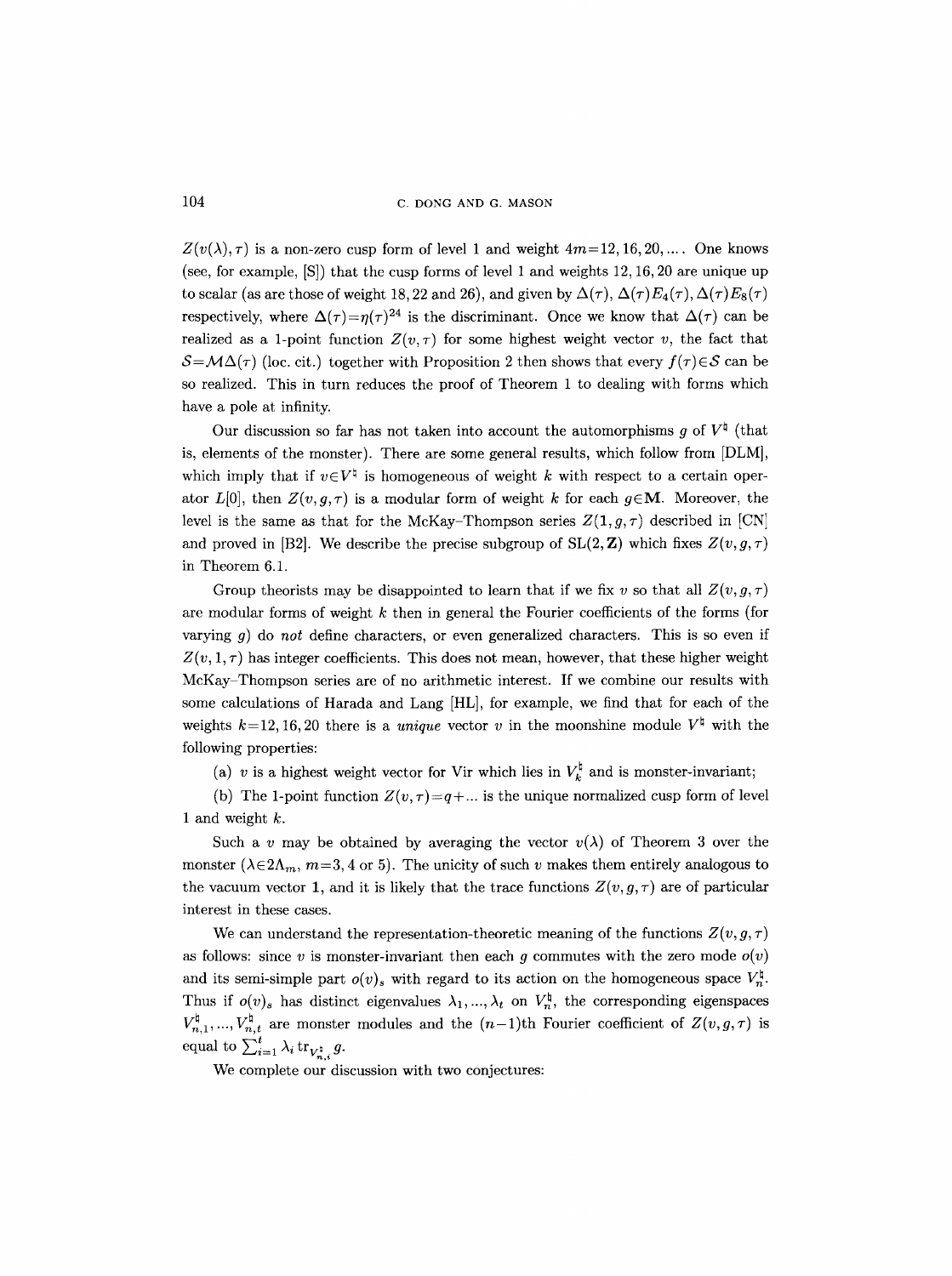$Z(v(\lambda),\tau)$ is a non-zero cusp form of level 1 and weight $4m=12,16,20,\ldots$. One knows (see, for example, [S]) that the cusp forms of level 1 and weights 12, 16, 20 are unique up to scalar (as are those of weight 18, 22 and 26), and given by $\Delta(\tau)$, $\Delta(\tau)E_4(\tau)$, $\Delta(\tau)E_8(\tau)$ respectively, where $\Delta(\tau)=\eta(\tau)^{24}$ is the discriminant. Once we know that $\Delta(\tau)$ can be realized as a 1-point function $Z(v,\tau)$ for some highest weight vector $v$, the fact that $\mathcal{S}=\mathcal{M}\Delta(\tau)$ (loc. cit.) together with Proposition 2 then shows that every $f(\tau)\in\mathcal{S}$ can be so realized. This in turn reduces the proof of Theorem 1 to dealing with forms which have a pole at infinity.

Our discussion so far has not taken into account the automorphisms $g$ of $V^\natural$ (that is, elements of the monster). There are some general results, which follow from [DLM], which imply that if $v\in V^\natural$ is homogeneous of weight $k$ with respect to a certain operator $L[0]$, then $Z(v,g,\tau)$ is a modular form of weight $k$ for each $g\in\mathbf{M}$. Moreover, the level is the same as that for the McKay–Thompson series $Z(\mathbf{1},g,\tau)$ described in [CN] and proved in [B2]. We describe the precise subgroup of $\mathrm{SL}(2,\mathbf{Z})$ which fixes $Z(v,g,\tau)$ in Theorem 6.1.

Group theorists may be disappointed to learn that if we fix $v$ so that all $Z(v,g,\tau)$ are modular forms of weight $k$ then in general the Fourier coefficients of the forms (for varying $g$) do *not* define characters, or even generalized characters. This is so even if $Z(v,1,\tau)$ has integer coefficients. This does not mean, however, that these higher weight McKay–Thompson series are of no arithmetic interest. If we combine our results with some calculations of Harada and Lang [HL], for example, we find that for each of the weights $k=12,16,20$ there is a *unique* vector $v$ in the moonshine module $V^\natural$ with the following properties:

(a) $v$ is a highest weight vector for Vir which lies in $V_k^\natural$ and is monster-invariant;

(b) The 1-point function $Z(v,\tau)=q+\ldots$ is the unique normalized cusp form of level 1 and weight $k$.

Such a $v$ may be obtained by averaging the vector $v(\lambda)$ of Theorem 3 over the monster ($\lambda\in 2\Lambda_m$, $m=3,4$ or 5). The unicity of such $v$ makes them entirely analogous to the vacuum vector $\mathbf{1}$, and it is likely that the trace functions $Z(v,g,\tau)$ are of particular interest in these cases.

We can understand the representation-theoretic meaning of the functions $Z(v,g,\tau)$ as follows: since $v$ is monster-invariant then each $g$ commutes with the zero mode $o(v)$ and its semi-simple part $o(v)_s$ with regard to its action on the homogeneous space $V_n^\natural$. Thus if $o(v)_s$ has distinct eigenvalues $\lambda_1,\ldots,\lambda_t$ on $V_n^\natural$, the corresponding eigenspaces $V_{n,1}^\natural,\ldots,V_{n,t}^\natural$ are monster modules and the $(n-1)$th Fourier coefficient of $Z(v,g,\tau)$ is equal to $\sum_{i=1}^t \lambda_i \operatorname{tr}_{V_{n,i}^\natural} g$.

We complete our discussion with two conjectures: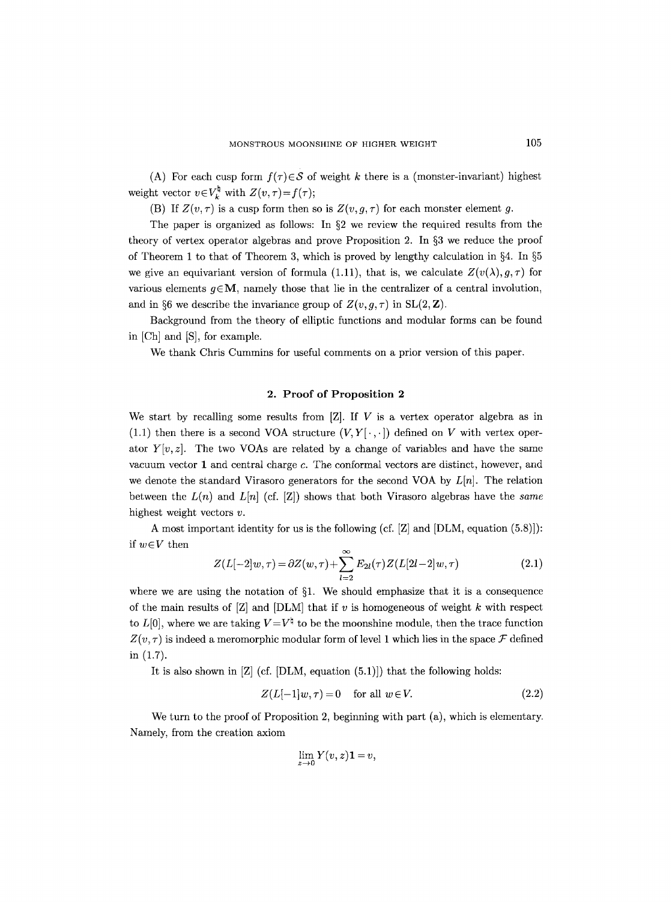(A) For each cusp form $f(\tau)\in\mathcal{S}$ of weight $k$ there is a (monster-invariant) highest weight vector $v\in V_k^\natural$ with $Z(v,\tau)=f(\tau)$;

(B) If $Z(v,\tau)$ is a cusp form then so is $Z(v,g,\tau)$ for each monster element $g$.

The paper is organized as follows: In §2 we review the required results from the theory of vertex operator algebras and prove Proposition 2. In §3 we reduce the proof of Theorem 1 to that of Theorem 3, which is proved by lengthy calculation in §4. In §5 we give an equivariant version of formula (1.11), that is, we calculate $Z(v(\lambda),g,\tau)$ for various elements $g\in\mathbf{M}$, namely those that lie in the centralizer of a central involution, and in §6 we describe the invariance group of $Z(v,g,\tau)$ in $\mathrm{SL}(2,\mathbf{Z})$.

Background from the theory of elliptic functions and modular forms can be found in [Ch] and [S], for example.

We thank Chris Cummins for useful comments on a prior version of this paper.

## 2. Proof of Proposition 2

We start by recalling some results from [Z]. If $V$ is a vertex operator algebra as in (1.1) then there is a second VOA structure $(V,Y[\cdot,\cdot])$ defined on $V$ with vertex operator $Y[v,z]$. The two VOAs are related by a change of variables and have the same vacuum vector $\mathbf{1}$ and central charge $c$. The conformal vectors are distinct, however, and we denote the standard Virasoro generators for the second VOA by $L[n]$. The relation between the $L(n)$ and $L[n]$ (cf. [Z]) shows that both Virasoro algebras have the *same* highest weight vectors $v$.

A most important identity for us is the following (cf. [Z] and [DLM, equation (5.8)]): if $w\in V$ then

$$Z(L[-2]w,\tau)=\partial Z(w,\tau)+\sum_{l=2}^{\infty}E_{2l}(\tau)Z(L[2l-2]w,\tau) \tag{2.1}$$

where we are using the notation of §1. We should emphasize that it is a consequence of the main results of [Z] and [DLM] that if $v$ is homogeneous of weight $k$ with respect to $L[0]$, where we are taking $V=V^\natural$ to be the moonshine module, then the trace function $Z(v,\tau)$ is indeed a meromorphic modular form of level 1 which lies in the space $\mathcal{F}$ defined in (1.7).

It is also shown in [Z] (cf. [DLM, equation (5.1)]) that the following holds:

$$Z(L[-1]w,\tau)=0 \quad \text{for all } w\in V. \tag{2.2}$$

We turn to the proof of Proposition 2, beginning with part (a), which is elementary. Namely, from the creation axiom

$$\lim_{z\to 0}Y(v,z)\mathbf{1}=v,$$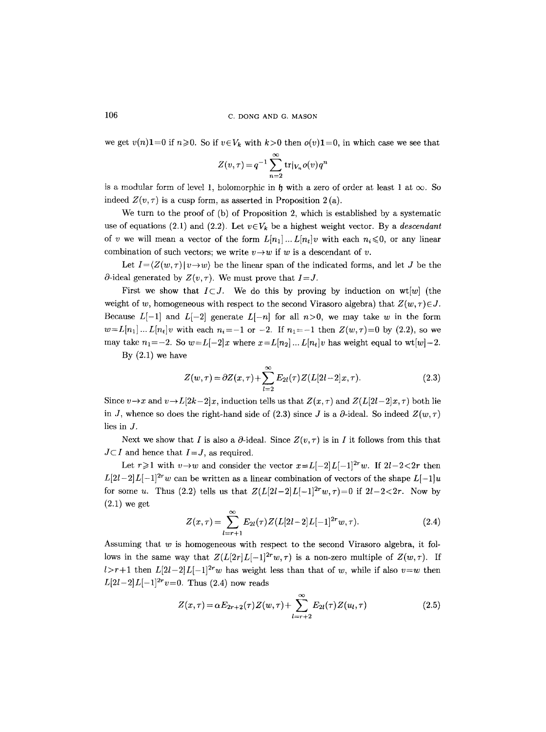we get $v(n)\mathbf{1}=0$ if $n\geqslant 0$. So if $v\in V_k$ with $k>0$ then $o(v)\mathbf{1}=0$, in which case we see that

$$Z(v,\tau)=q^{-1}\sum_{n=2}^{\infty}\mathrm{tr}|_{V_n}o(v)q^n$$

is a modular form of level 1, holomorphic in $\mathfrak{h}$ with a zero of order at least 1 at $\infty$. So indeed $Z(v,\tau)$ is a cusp form, as asserted in Proposition 2 (a).

We turn to the proof of (b) of Proposition 2, which is established by a systematic use of equations (2.1) and (2.2). Let $v\in V_k$ be a highest weight vector. By a *descendant* of $v$ we will mean a vector of the form $L[n_1]\dots L[n_t]v$ with each $n_i\leqslant 0$, or any linear combination of such vectors; we write $v\rightarrow w$ if $w$ is a descendant of $v$.

Let $I=\langle Z(w,\tau)\,|\,v\rightarrow w\rangle$ be the linear span of the indicated forms, and let $J$ be the $\partial$-ideal generated by $Z(v,\tau)$. We must prove that $I=J$.

First we show that $I\subset J$. We do this by proving by induction on $\mathrm{wt}[w]$ (the weight of $w$, homogeneous with respect to the second Virasoro algebra) that $Z(w,\tau)\in J$. Because $L[-1]$ and $L[-2]$ generate $L[-n]$ for all $n>0$, we may take $w$ in the form $w=L[n_1]\dots L[n_t]v$ with each $n_i=-1$ or $-2$. If $n_1=-1$ then $Z(w,\tau)=0$ by (2.2), so we may take $n_1=-2$. So $w=L[-2]x$ where $x=L[n_2]\dots L[n_t]v$ has weight equal to $\mathrm{wt}[w]-2$.

By (2.1) we have

$$Z(w,\tau)=\partial Z(x,\tau)+\sum_{l=2}^{\infty}E_{2l}(\tau)Z(L[2l-2]x,\tau). \tag{2.3}$$

Since $v\rightarrow x$ and $v\rightarrow L[2k-2]x$, induction tells us that $Z(x,\tau)$ and $Z(L[2l-2]x,\tau)$ both lie in $J$, whence so does the right-hand side of (2.3) since $J$ is a $\partial$-ideal. So indeed $Z(w,\tau)$ lies in $J$.

Next we show that $I$ is also a $\partial$-ideal. Since $Z(v,\tau)$ is in $I$ it follows from this that $J\subset I$ and hence that $I=J$, as required.

Let $r\geqslant 1$ with $v\rightarrow w$ and consider the vector $x=L[-2]L[-1]^{2r}w$. If $2l-2<2r$ then $L[2l-2]L[-1]^{2r}w$ can be written as a linear combination of vectors of the shape $L[-1]u$ for some $u$. Thus (2.2) tells us that $Z(L[2l-2]L[-1]^{2r}w,\tau)=0$ if $2l-2<2r$. Now by (2.1) we get

$$Z(x,\tau)=\sum_{l=r+1}^{\infty}E_{2l}(\tau)Z(L[2l-2]L[-1]^{2r}w,\tau). \tag{2.4}$$

Assuming that $w$ is homogeneous with respect to the second Virasoro algebra, it follows in the same way that $Z(L[2r]L[-1]^{2r}w,\tau)$ is a non-zero multiple of $Z(w,\tau)$. If $l>r+1$ then $L[2l-2]L[-1]^{2r}w$ has weight less than that of $w$, while if also $v=w$ then $L[2l-2]L[-1]^{2r}v=0$. Thus (2.4) now reads

$$Z(x,\tau)=\alpha E_{2r+2}(\tau)Z(w,\tau)+\sum_{l=r+2}^{\infty}E_{2l}(\tau)Z(u_l,\tau) \tag{2.5}$$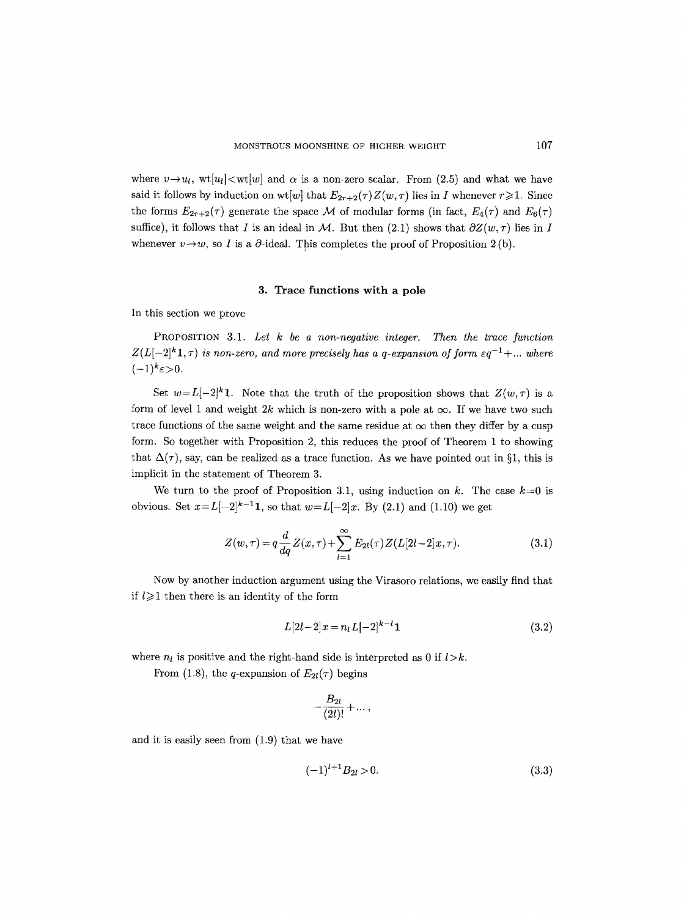where $v \to u_l$, $\mathrm{wt}[u_l] < \mathrm{wt}[w]$ and $\alpha$ is a non-zero scalar. From (2.5) and what we have said it follows by induction on $\mathrm{wt}[w]$ that $E_{2r+2}(\tau) Z(w, \tau)$ lies in $I$ whenever $r \geqslant 1$. Since the forms $E_{2r+2}(\tau)$ generate the space $\mathcal{M}$ of modular forms (in fact, $E_4(\tau)$ and $E_6(\tau)$ suffice), it follows that $I$ is an ideal in $\mathcal{M}$. But then (2.1) shows that $\partial Z(w, \tau)$ lies in $I$ whenever $v \to w$, so $I$ is a $\partial$-ideal. This completes the proof of Proposition 2 (b).

## 3. Trace functions with a pole

In this section we prove

PROPOSITION 3.1. *Let $k$ be a non-negative integer. Then the trace function $Z(L[-2]^k \mathbf{1}, \tau)$ is non-zero, and more precisely has a $q$-expansion of form $\varepsilon q^{-1} + \ldots$ where $(-1)^k \varepsilon > 0$.*

Set $w = L[-2]^k \mathbf{1}$. Note that the truth of the proposition shows that $Z(w, \tau)$ is a form of level 1 and weight $2k$ which is non-zero with a pole at $\infty$. If we have two such trace functions of the same weight and the same residue at $\infty$ then they differ by a cusp form. So together with Proposition 2, this reduces the proof of Theorem 1 to showing that $\Delta(\tau)$, say, can be realized as a trace function. As we have pointed out in §1, this is implicit in the statement of Theorem 3.

We turn to the proof of Proposition 3.1, using induction on $k$. The case $k = 0$ is obvious. Set $x = L[-2]^{k-1} \mathbf{1}$, so that $w = L[-2]x$. By (2.1) and (1.10) we get

$$Z(w, \tau) = q \frac{d}{dq} Z(x, \tau) + \sum_{l=1}^{\infty} E_{2l}(\tau) Z(L[2l-2]x, \tau). \tag{3.1}$$

Now by another induction argument using the Virasoro relations, we easily find that if $l \geqslant 1$ then there is an identity of the form

$$L[2l-2]x = n_l L[-2]^{k-l} \mathbf{1} \tag{3.2}$$

where $n_l$ is positive and the right-hand side is interpreted as 0 if $l > k$.

From (1.8), the $q$-expansion of $E_{2l}(\tau)$ begins

$$-\frac{B_{2l}}{(2l)!} + \ldots ,$$

and it is easily seen from (1.9) that we have

$$(-1)^{l+1} B_{2l} > 0. \tag{3.3}$$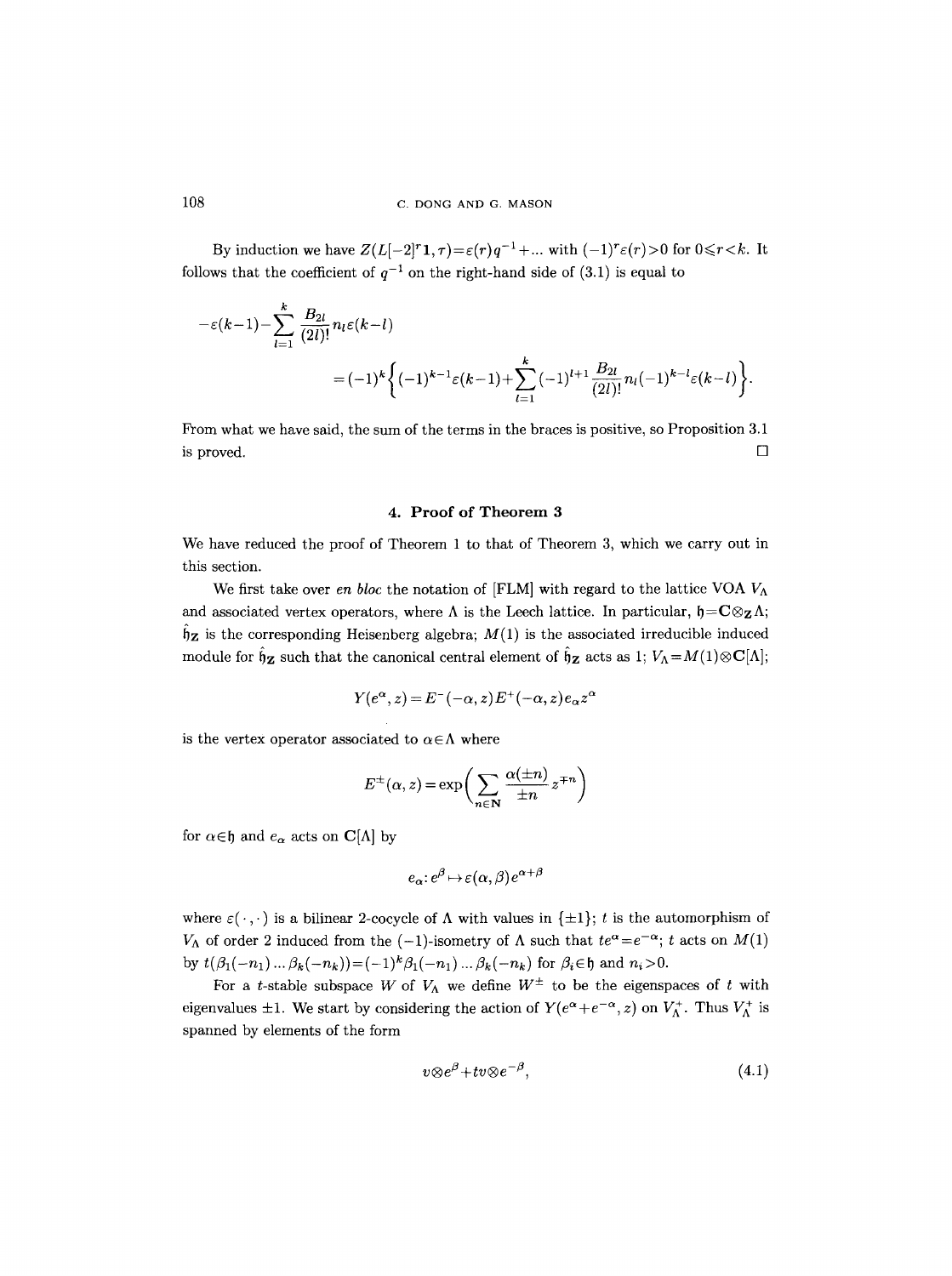By induction we have $Z(L[-2]^r\mathbf{1},\tau)=\varepsilon(r)q^{-1}+\ldots$ with $(-1)^r\varepsilon(r)>0$ for $0\leqslant r<k$. It follows that the coefficient of $q^{-1}$ on the right-hand side of (3.1) is equal to

$$-\varepsilon(k-1)-\sum_{l=1}^{k}\frac{B_{2l}}{(2l)!}n_l\varepsilon(k-l)$$
$$=(-1)^k\Big\{(-1)^{k-1}\varepsilon(k-1)+\sum_{l=1}^{k}(-1)^{l+1}\frac{B_{2l}}{(2l)!}n_l(-1)^{k-l}\varepsilon(k-l)\Big\}.$$

From what we have said, the sum of the terms in the braces is positive, so Proposition 3.1 is proved. □

## 4. Proof of Theorem 3

We have reduced the proof of Theorem 1 to that of Theorem 3, which we carry out in this section.

We first take over *en bloc* the notation of [FLM] with regard to the lattice VOA $V_\Lambda$ and associated vertex operators, where $\Lambda$ is the Leech lattice. In particular, $\mathfrak{h}=\mathbf{C}\otimes_{\mathbf{Z}}\Lambda$; $\hat{\mathfrak{h}}_{\mathbf{Z}}$ is the corresponding Heisenberg algebra; $M(1)$ is the associated irreducible induced module for $\hat{\mathfrak{h}}_{\mathbf{Z}}$ such that the canonical central element of $\hat{\mathfrak{h}}_{\mathbf{Z}}$ acts as 1; $V_\Lambda=M(1)\otimes\mathbf{C}[\Lambda]$;

$$Y(e^\alpha,z)=E^-(-\alpha,z)E^+(-\alpha,z)e_\alpha z^\alpha$$

is the vertex operator associated to $\alpha\in\Lambda$ where

$$E^\pm(\alpha,z)=\exp\Big(\sum_{n\in\mathbf{N}}\frac{\alpha(\pm n)}{\pm n}z^{\mp n}\Big)$$

for $\alpha\in\mathfrak{h}$ and $e_\alpha$ acts on $\mathbf{C}[\Lambda]$ by

$$e_\alpha\colon e^\beta\mapsto\varepsilon(\alpha,\beta)e^{\alpha+\beta}$$

where $\varepsilon(\cdot,\cdot)$ is a bilinear 2-cocycle of $\Lambda$ with values in $\{\pm1\}$; $t$ is the automorphism of $V_\Lambda$ of order 2 induced from the $(-1)$-isometry of $\Lambda$ such that $te^\alpha=e^{-\alpha}$; $t$ acts on $M(1)$ by $t(\beta_1(-n_1)\ldots\beta_k(-n_k))=(-1)^k\beta_1(-n_1)\ldots\beta_k(-n_k)$ for $\beta_i\in\mathfrak{h}$ and $n_i>0$.

For a $t$-stable subspace $W$ of $V_\Lambda$ we define $W^\pm$ to be the eigenspaces of $t$ with eigenvalues $\pm1$. We start by considering the action of $Y(e^\alpha+e^{-\alpha},z)$ on $V_\Lambda^+$. Thus $V_\Lambda^+$ is spanned by elements of the form

$$v\otimes e^\beta+tv\otimes e^{-\beta},\tag{4.1}$$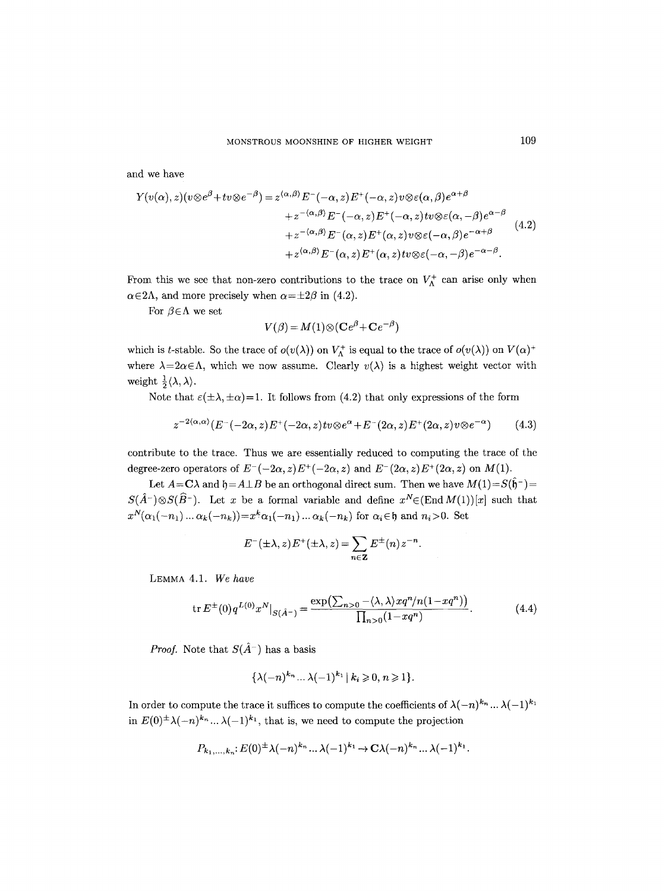and we have

$$
\begin{aligned}
Y(v(\alpha),z)(v\otimes e^{\beta}+tv\otimes e^{-\beta}) = {} & z^{\langle\alpha,\beta\rangle}E^-(-\alpha,z)E^+(-\alpha,z)v\otimes\varepsilon(\alpha,\beta)e^{\alpha+\beta}\\
& + z^{-\langle\alpha,\beta\rangle}E^-(-\alpha,z)E^+(-\alpha,z)tv\otimes\varepsilon(\alpha,-\beta)e^{\alpha-\beta}\\
& + z^{-\langle\alpha,\beta\rangle}E^-(\alpha,z)E^+(\alpha,z)v\otimes\varepsilon(-\alpha,\beta)e^{-\alpha+\beta}\\
& + z^{\langle\alpha,\beta\rangle}E^-(\alpha,z)E^+(\alpha,z)tv\otimes\varepsilon(-\alpha,-\beta)e^{-\alpha-\beta}.
\end{aligned}
\tag{4.2}
$$

From this we see that non-zero contributions to the trace on $V_\Lambda^+$ can arise only when $\alpha\in 2\Lambda$, and more precisely when $\alpha=\pm 2\beta$ in (4.2).

For $\beta\in\Lambda$ we set

$$
V(\beta)=M(1)\otimes(\mathbf{C}e^{\beta}+\mathbf{C}e^{-\beta})
$$

which is $t$-stable. So the trace of $o(v(\lambda))$ on $V_\Lambda^+$ is equal to the trace of $o(v(\lambda))$ on $V(\alpha)^+$ where $\lambda=2\alpha\in\Lambda$, which we now assume. Clearly $v(\lambda)$ is a highest weight vector with weight $\frac{1}{2}\langle\lambda,\lambda\rangle$.

Note that $\varepsilon(\pm\lambda,\pm\alpha)=1$. It follows from (4.2) that only expressions of the form

$$
z^{-2\langle\alpha,\alpha\rangle}(E^-(-2\alpha,z)E^+(-2\alpha,z)tv\otimes e^{\alpha}+E^-(2\alpha,z)E^+(2\alpha,z)v\otimes e^{-\alpha})
\tag{4.3}
$$

contribute to the trace. Thus we are essentially reduced to computing the trace of the degree-zero operators of $E^-(-2\alpha,z)E^+(-2\alpha,z)$ and $E^-(2\alpha,z)E^+(2\alpha,z)$ on $M(1)$.

Let $A=\mathbf{C}\lambda$ and $\mathfrak{h}=A\perp B$ be an orthogonal direct sum. Then we have $M(1)=S(\hat{\mathfrak{h}}^-)=S(\hat{A}^-)\otimes S(\widehat{B}^-)$. Let $x$ be a formal variable and define $x^N\in(\operatorname{End}M(1))[x]$ such that $x^N(\alpha_1(-n_1)\dots\alpha_k(-n_k))=x^k\alpha_1(-n_1)\dots\alpha_k(-n_k)$ for $\alpha_i\in\mathfrak{h}$ and $n_i>0$. Set

$$
E^-(\pm\lambda,z)E^+(\pm\lambda,z)=\sum_{n\in\mathbf{Z}}E^{\pm}(n)z^{-n}.
$$

LEMMA 4.1. *We have*

$$
\operatorname{tr}E^{\pm}(0)q^{L(0)}x^N|_{S(\hat{A}^-)}=\frac{\exp\left(\sum_{n>0}-\langle\lambda,\lambda\rangle xq^n/n(1-xq^n)\right)}{\prod_{n>0}(1-xq^n)}.
\tag{4.4}
$$

*Proof.* Note that $S(\hat{A}^-)$ has a basis

$$
\{\lambda(-n)^{k_n}\dots\lambda(-1)^{k_1}\mid k_i\geqslant 0,\, n\geqslant 1\}.
$$

In order to compute the trace it suffices to compute the coefficients of $\lambda(-n)^{k_n}\dots\lambda(-1)^{k_1}$ in $E(0)^{\pm}\lambda(-n)^{k_n}\dots\lambda(-1)^{k_1}$, that is, we need to compute the projection

$$
P_{k_1,\dots,k_n}\colon E(0)^{\pm}\lambda(-n)^{k_n}\dots\lambda(-1)^{k_1}\to\mathbf{C}\lambda(-n)^{k_n}\dots\lambda(-1)^{k_1}.
$$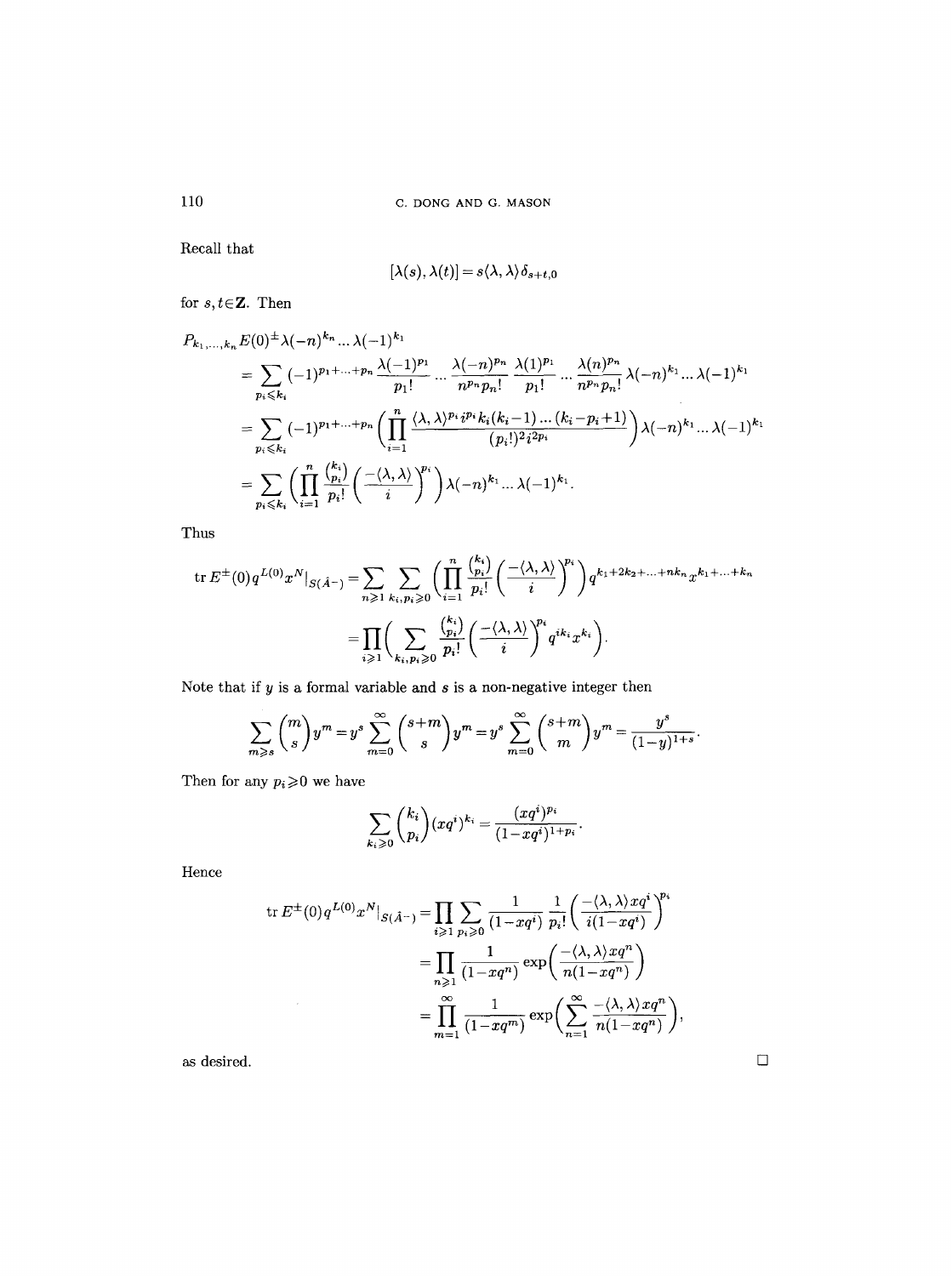Recall that

$$[\lambda(s), \lambda(t)] = s\langle\lambda, \lambda\rangle\delta_{s+t,0}$$

for $s, t \in \mathbf{Z}$. Then

$$\begin{aligned}
&P_{k_1,\ldots,k_n} E(0)^{\pm}\lambda(-n)^{k_n}\ldots\lambda(-1)^{k_1} \\
&= \sum_{p_i \leqslant k_i} (-1)^{p_1+\ldots+p_n} \frac{\lambda(-1)^{p_1}}{p_1!} \ldots \frac{\lambda(-n)^{p_n}}{n^{p_n}p_n!} \frac{\lambda(1)^{p_1}}{p_1!} \ldots \frac{\lambda(n)^{p_n}}{n^{p_n}p_n!} \lambda(-n)^{k_1}\ldots\lambda(-1)^{k_1} \\
&= \sum_{p_i \leqslant k_i} (-1)^{p_1+\ldots+p_n} \left( \prod_{i=1}^{n} \frac{\langle\lambda,\lambda\rangle^{p_i} i^{p_i} k_i(k_i-1)\ldots(k_i-p_i+1)}{(p_i!)^2 i^{2p_i}} \right) \lambda(-n)^{k_1}\ldots\lambda(-1)^{k_1} \\
&= \sum_{p_i \leqslant k_i} \left( \prod_{i=1}^{n} \frac{\binom{k_i}{p_i}}{p_i!} \left( \frac{-\langle\lambda,\lambda\rangle}{i} \right)^{p_i} \right) \lambda(-n)^{k_1}\ldots\lambda(-1)^{k_1}.
\end{aligned}$$

Thus

$$\begin{aligned}
\operatorname{tr} E^{\pm}(0) q^{L(0)} x^N|_{S(\hat{A}^-)} &= \sum_{n\geqslant 1} \sum_{k_i, p_i \geqslant 0} \left( \prod_{i=1}^{n} \frac{\binom{k_i}{p_i}}{p_i!} \left( \frac{-\langle\lambda,\lambda\rangle}{i} \right)^{p_i} \right) q^{k_1+2k_2+\ldots+nk_n} x^{k_1+\ldots+k_n} \\
&= \prod_{i\geqslant 1} \left( \sum_{k_i, p_i \geqslant 0} \frac{\binom{k_i}{p_i}}{p_i!} \left( \frac{-\langle\lambda,\lambda\rangle}{i} \right)^{p_i} q^{ik_i} x^{k_i} \right).
\end{aligned}$$

Note that if $y$ is a formal variable and $s$ is a non-negative integer then

$$\sum_{m\geqslant s} \binom{m}{s} y^m = y^s \sum_{m=0}^{\infty} \binom{s+m}{s} y^m = y^s \sum_{m=0}^{\infty} \binom{s+m}{m} y^m = \frac{y^s}{(1-y)^{1+s}}.$$

Then for any $p_i \geqslant 0$ we have

$$\sum_{k_i \geqslant 0} \binom{k_i}{p_i} (xq^i)^{k_i} = \frac{(xq^i)^{p_i}}{(1-xq^i)^{1+p_i}}.$$

Hence

$$\begin{aligned}
\operatorname{tr} E^{\pm}(0) q^{L(0)} x^N|_{S(\hat{A}^-)} &= \prod_{i\geqslant 1} \sum_{p_i \geqslant 0} \frac{1}{(1-xq^i)} \frac{1}{p_i!} \left( \frac{-\langle\lambda,\lambda\rangle xq^i}{i(1-xq^i)} \right)^{p_i} \\
&= \prod_{n\geqslant 1} \frac{1}{(1-xq^n)} \exp\left( \frac{-\langle\lambda,\lambda\rangle xq^n}{n(1-xq^n)} \right) \\
&= \prod_{m=1}^{\infty} \frac{1}{(1-xq^m)} \exp\left( \sum_{n=1}^{\infty} \frac{-\langle\lambda,\lambda\rangle xq^n}{n(1-xq^n)} \right),
\end{aligned}$$

as desired. □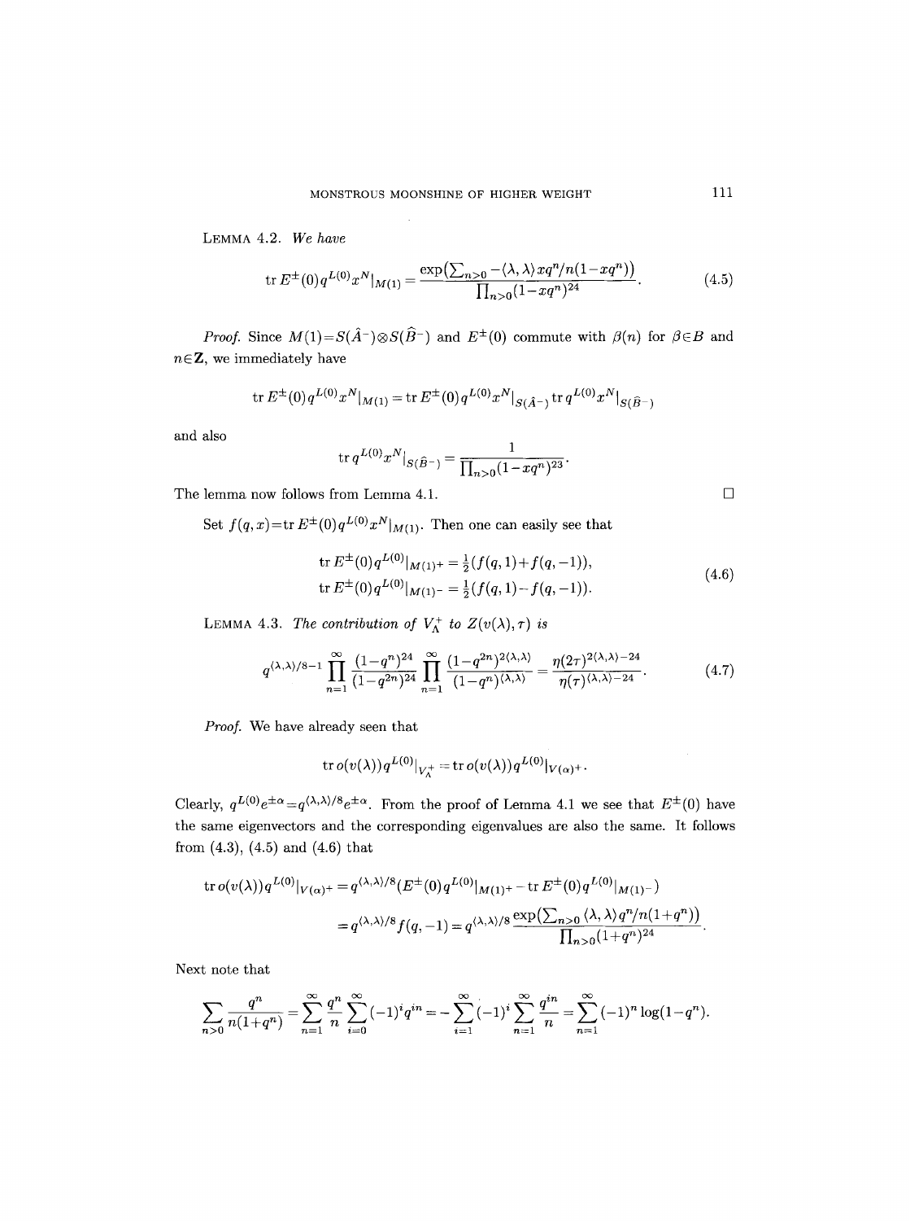LEMMA 4.2. *We have*

$$\operatorname{tr} E^{\pm}(0)q^{L(0)}x^N|_{M(1)} = \frac{\exp\left(\sum_{n>0} -\langle\lambda,\lambda\rangle xq^n/n(1-xq^n)\right)}{\prod_{n>0}(1-xq^n)^{24}}. \tag{4.5}$$

*Proof.* Since $M(1)=S(\hat{A}^-)\otimes S(\widehat{B}^-)$ and $E^{\pm}(0)$ commute with $\beta(n)$ for $\beta\in B$ and $n\in\mathbf{Z}$, we immediately have

$$\operatorname{tr} E^{\pm}(0)q^{L(0)}x^N|_{M(1)} = \operatorname{tr} E^{\pm}(0)q^{L(0)}x^N|_{S(\hat{A}^-)} \operatorname{tr} q^{L(0)}x^N|_{S(\widehat{B}^-)}$$

and also

$$\operatorname{tr} q^{L(0)}x^N|_{S(\widehat{B}^-)} = \frac{1}{\prod_{n>0}(1-xq^n)^{23}}.$$

The lemma now follows from Lemma 4.1. □

Set $f(q,x)=\operatorname{tr} E^{\pm}(0)q^{L(0)}x^N|_{M(1)}$. Then one can easily see that

$$\begin{aligned}
\operatorname{tr} E^{\pm}(0)q^{L(0)}|_{M(1)^+} &= \tfrac{1}{2}(f(q,1)+f(q,-1)),\\
\operatorname{tr} E^{\pm}(0)q^{L(0)}|_{M(1)^-} &= \tfrac{1}{2}(f(q,1)-f(q,-1)).
\end{aligned} \tag{4.6}$$

LEMMA 4.3. *The contribution of $V_\Lambda^+$ to $Z(v(\lambda),\tau)$ is*

$$q^{\langle\lambda,\lambda\rangle/8-1}\prod_{n=1}^{\infty}\frac{(1-q^n)^{24}}{(1-q^{2n})^{24}}\prod_{n=1}^{\infty}\frac{(1-q^{2n})^{2\langle\lambda,\lambda\rangle}}{(1-q^n)^{\langle\lambda,\lambda\rangle}} = \frac{\eta(2\tau)^{2\langle\lambda,\lambda\rangle-24}}{\eta(\tau)^{\langle\lambda,\lambda\rangle-24}}. \tag{4.7}$$

*Proof.* We have already seen that

$$\operatorname{tr} o(v(\lambda))q^{L(0)}|_{V_\Lambda^+} = \operatorname{tr} o(v(\lambda))q^{L(0)}|_{V(\alpha)^+}.$$

Clearly, $q^{L(0)}e^{\pm\alpha}=q^{\langle\lambda,\lambda\rangle/8}e^{\pm\alpha}$. From the proof of Lemma 4.1 we see that $E^{\pm}(0)$ have the same eigenvectors and the corresponding eigenvalues are also the same. It follows from (4.3), (4.5) and (4.6) that

$$\begin{aligned}
\operatorname{tr} o(v(\lambda))q^{L(0)}|_{V(\alpha)^+} &= q^{\langle\lambda,\lambda\rangle/8}(E^{\pm}(0)q^{L(0)}|_{M(1)^+} - \operatorname{tr} E^{\pm}(0)q^{L(0)}|_{M(1)^-})\\
&= q^{\langle\lambda,\lambda\rangle/8}f(q,-1) = q^{\langle\lambda,\lambda\rangle/8}\frac{\exp\left(\sum_{n>0}\langle\lambda,\lambda\rangle q^n/n(1+q^n)\right)}{\prod_{n>0}(1+q^n)^{24}}.
\end{aligned}$$

Next note that

$$\sum_{n>0}\frac{q^n}{n(1+q^n)} = \sum_{n=1}^{\infty}\frac{q^n}{n}\sum_{i=0}^{\infty}(-1)^i q^{in} = -\sum_{i=1}^{\infty}(-1)^i\sum_{n=1}^{\infty}\frac{q^{in}}{n} = \sum_{n=1}^{\infty}(-1)^n\log(1-q^n).$$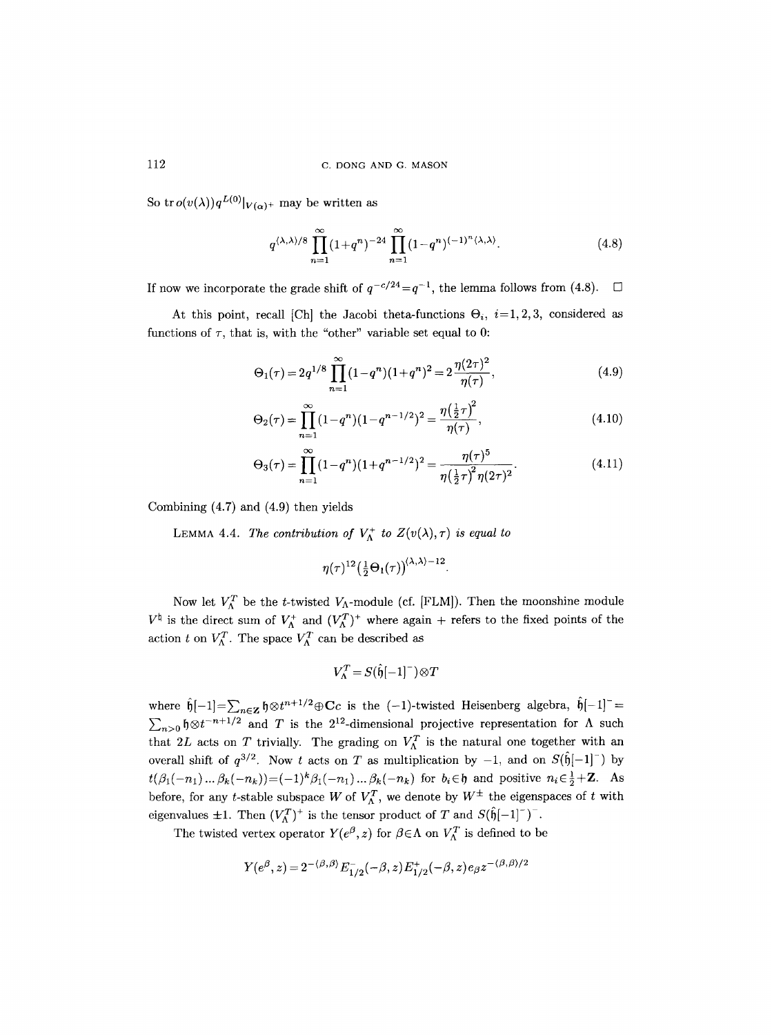So $\operatorname{tr} o(v(\lambda)) q^{L(0)}|_{V(\alpha)^+}$ may be written as

$$q^{\langle\lambda,\lambda\rangle/8} \prod_{n=1}^{\infty} (1+q^n)^{-24} \prod_{n=1}^{\infty} (1-q^n)^{(-1)^n \langle\lambda,\lambda\rangle}. \tag{4.8}$$

If now we incorporate the grade shift of $q^{-c/24} = q^{-1}$, the lemma follows from (4.8). $\square$

At this point, recall [Ch] the Jacobi theta-functions $\Theta_i$, $i=1,2,3$, considered as functions of $\tau$, that is, with the "other" variable set equal to 0:

$$\Theta_1(\tau) = 2q^{1/8} \prod_{n=1}^{\infty} (1-q^n)(1+q^n)^2 = 2\frac{\eta(2\tau)^2}{\eta(\tau)}, \tag{4.9}$$

$$\Theta_2(\tau) = \prod_{n=1}^{\infty} (1-q^n)(1-q^{n-1/2})^2 = \frac{\eta\left(\frac{1}{2}\tau\right)^2}{\eta(\tau)}, \tag{4.10}$$

$$\Theta_3(\tau) = \prod_{n=1}^{\infty} (1-q^n)(1+q^{n-1/2})^2 = \frac{\eta(\tau)^5}{\eta\left(\frac{1}{2}\tau\right)^2 \eta(2\tau)^2}. \tag{4.11}$$

Combining (4.7) and (4.9) then yields

**Lemma 4.4.** *The contribution of $V_\Lambda^+$ to $Z(v(\lambda),\tau)$ is equal to*

$$\eta(\tau)^{12} \left(\tfrac{1}{2}\Theta_1(\tau)\right)^{\langle\lambda,\lambda\rangle - 12}.$$

Now let $V_\Lambda^T$ be the $t$-twisted $V_\Lambda$-module (cf. [FLM]). Then the moonshine module $V^\natural$ is the direct sum of $V_\Lambda^+$ and $(V_\Lambda^T)^+$ where again $+$ refers to the fixed points of the action $t$ on $V_\Lambda^T$. The space $V_\Lambda^T$ can be described as

$$V_\Lambda^T = S(\hat{\mathfrak{h}}[-1]^-) \otimes T$$

where $\hat{\mathfrak{h}}[-1] = \sum_{n\in\mathbf{Z}} \mathfrak{h}\otimes t^{n+1/2} \oplus \mathbf{C}c$ is the $(-1)$-twisted Heisenberg algebra, $\hat{\mathfrak{h}}[-1]^- = \sum_{n>0} \mathfrak{h}\otimes t^{-n+1/2}$ and $T$ is the $2^{12}$-dimensional projective representation for $\Lambda$ such that $2L$ acts on $T$ trivially. The grading on $V_\Lambda^T$ is the natural one together with an overall shift of $q^{3/2}$. Now $t$ acts on $T$ as multiplication by $-1$, and on $S(\hat{\mathfrak{h}}[-1]^-)$ by $t(\beta_1(-n_1)\ldots\beta_k(-n_k)) = (-1)^k \beta_1(-n_1)\ldots\beta_k(-n_k)$ for $b_i \in \mathfrak{h}$ and positive $n_i \in \frac{1}{2}+\mathbf{Z}$. As before, for any $t$-stable subspace $W$ of $V_\Lambda^T$, we denote by $W^\pm$ the eigenspaces of $t$ with eigenvalues $\pm 1$. Then $(V_\Lambda^T)^+$ is the tensor product of $T$ and $S(\hat{\mathfrak{h}}[-1]^-)^-$.

The twisted vertex operator $Y(e^\beta, z)$ for $\beta\in\Lambda$ on $V_\Lambda^T$ is defined to be

$$Y(e^\beta, z) = 2^{-\langle\beta,\beta\rangle} E_{1/2}^-(-\beta, z) E_{1/2}^+(-\beta, z) e_\beta z^{-\langle\beta,\beta\rangle/2}$$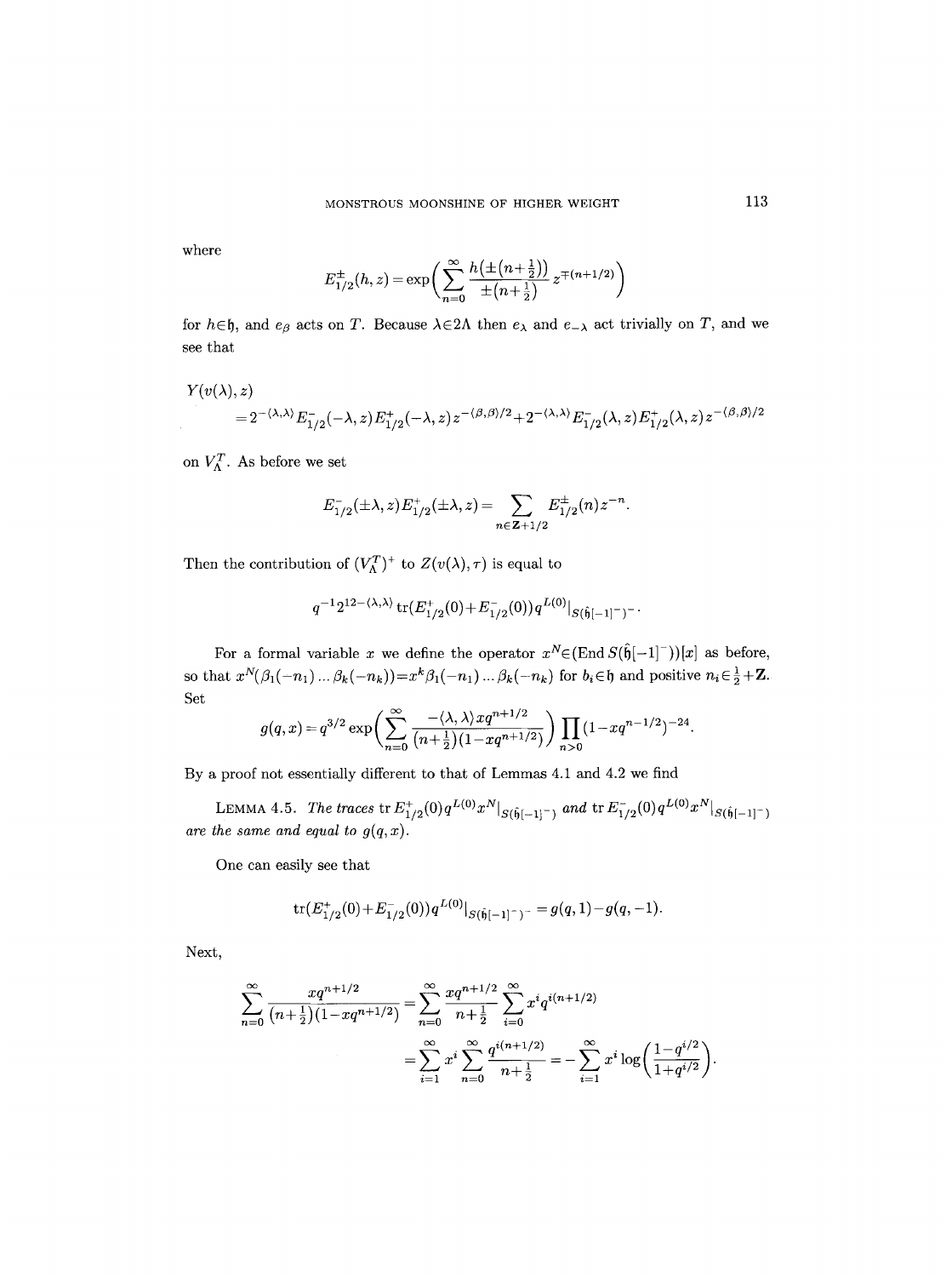where

$$E^{\pm}_{1/2}(h,z)=\exp\Big(\sum_{n=0}^{\infty}\frac{h(\pm(n+\frac{1}{2}))}{\pm(n+\frac{1}{2})}z^{\mp(n+1/2)}\Big)$$

for $h\in\mathfrak{h}$, and $e_\beta$ acts on $T$. Because $\lambda\in 2\Lambda$ then $e_\lambda$ and $e_{-\lambda}$ act trivially on $T$, and we see that

$$\begin{aligned}Y(v(\lambda),z)&\\ &=2^{-\langle\lambda,\lambda\rangle}E^{-}_{1/2}(-\lambda,z)E^{+}_{1/2}(-\lambda,z)z^{-\langle\beta,\beta\rangle/2}+2^{-\langle\lambda,\lambda\rangle}E^{-}_{1/2}(\lambda,z)E^{+}_{1/2}(\lambda,z)z^{-\langle\beta,\beta\rangle/2}\end{aligned}$$

on $V^T_\Lambda$. As before we set

$$E^{-}_{1/2}(\pm\lambda,z)E^{+}_{1/2}(\pm\lambda,z)=\sum_{n\in\mathbf{Z}+1/2}E^{\pm}_{1/2}(n)z^{-n}.$$

Then the contribution of $(V^T_\Lambda)^+$ to $Z(v(\lambda),\tau)$ is equal to

$$q^{-1}2^{12-\langle\lambda,\lambda\rangle}\operatorname{tr}(E^{+}_{1/2}(0)+E^{-}_{1/2}(0))q^{L(0)}|_{S(\hat{\mathfrak{h}}[-1]^-)^-}.$$

For a formal variable $x$ we define the operator $x^N\in(\operatorname{End}S(\hat{\mathfrak{h}}[-1]^-))[x]$ as before, so that $x^N(\beta_1(-n_1)\ldots\beta_k(-n_k))=x^k\beta_1(-n_1)\ldots\beta_k(-n_k)$ for $b_i\in\mathfrak{h}$ and positive $n_i\in\frac{1}{2}+\mathbf{Z}$. Set

$$g(q,x)=q^{3/2}\exp\Big(\sum_{n=0}^{\infty}\frac{-\langle\lambda,\lambda\rangle xq^{n+1/2}}{(n+\frac{1}{2})(1-xq^{n+1/2})}\Big)\prod_{n>0}(1-xq^{n-1/2})^{-24}.$$

By a proof not essentially different to that of Lemmas 4.1 and 4.2 we find

LEMMA 4.5. *The traces* $\operatorname{tr}E^{+}_{1/2}(0)q^{L(0)}x^N|_{S(\hat{\mathfrak{h}}[-1]^-)}$ *and* $\operatorname{tr}E^{-}_{1/2}(0)q^{L(0)}x^N|_{S(\hat{\mathfrak{h}}[-1]^-)}$ *are the same and equal to* $g(q,x)$.

One can easily see that

$$\operatorname{tr}(E^{+}_{1/2}(0)+E^{-}_{1/2}(0))q^{L(0)}|_{S(\hat{\mathfrak{h}}[-1]^-)^-}=g(q,1)-g(q,-1).$$

Next,

$$\begin{aligned}\sum_{n=0}^{\infty}\frac{xq^{n+1/2}}{(n+\frac{1}{2})(1-xq^{n+1/2})}&=\sum_{n=0}^{\infty}\frac{xq^{n+1/2}}{n+\frac{1}{2}}\sum_{i=0}^{\infty}x^iq^{i(n+1/2)}\\ &=\sum_{i=1}^{\infty}x^i\sum_{n=0}^{\infty}\frac{q^{i(n+1/2)}}{n+\frac{1}{2}}=-\sum_{i=1}^{\infty}x^i\log\Big(\frac{1-q^{i/2}}{1+q^{i/2}}\Big).\end{aligned}$$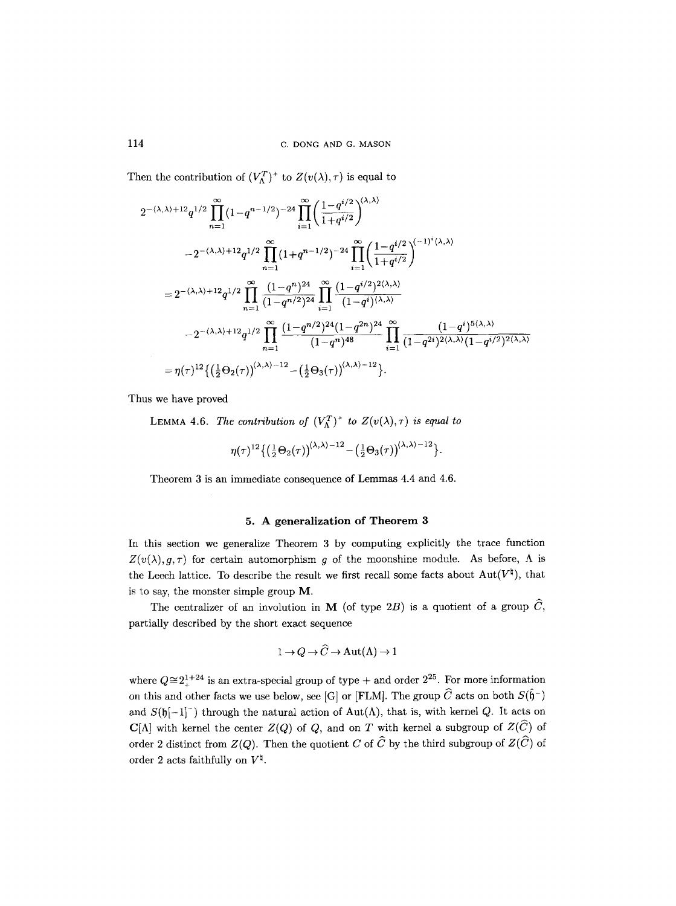Then the contribution of $(V_\Lambda^T)^+$ to $Z(v(\lambda),\tau)$ is equal to

$$
\begin{aligned}
&2^{-\langle\lambda,\lambda\rangle+12}q^{1/2}\prod_{n=1}^{\infty}(1-q^{n-1/2})^{-24}\prod_{i=1}^{\infty}\Big(\frac{1-q^{i/2}}{1+q^{i/2}}\Big)^{\langle\lambda,\lambda\rangle}\\
&\quad -2^{-\langle\lambda,\lambda\rangle+12}q^{1/2}\prod_{n=1}^{\infty}(1+q^{n-1/2})^{-24}\prod_{i=1}^{\infty}\Big(\frac{1-q^{i/2}}{1+q^{i/2}}\Big)^{(-1)^i\langle\lambda,\lambda\rangle}\\
&=2^{-\langle\lambda,\lambda\rangle+12}q^{1/2}\prod_{n=1}^{\infty}\frac{(1-q^n)^{24}}{(1-q^{n/2})^{24}}\prod_{i=1}^{\infty}\frac{(1-q^{i/2})^{2\langle\lambda,\lambda\rangle}}{(1-q^i)^{\langle\lambda,\lambda\rangle}}\\
&\quad -2^{-\langle\lambda,\lambda\rangle+12}q^{1/2}\prod_{n=1}^{\infty}\frac{(1-q^{n/2})^{24}(1-q^{2n})^{24}}{(1-q^n)^{48}}\prod_{i=1}^{\infty}\frac{(1-q^i)^{5\langle\lambda,\lambda\rangle}}{(1-q^{2i})^{2\langle\lambda,\lambda\rangle}(1-q^{i/2})^{2\langle\lambda,\lambda\rangle}}\\
&=\eta(\tau)^{12}\big\{\big(\tfrac{1}{2}\Theta_2(\tau)\big)^{\langle\lambda,\lambda\rangle-12}-\big(\tfrac{1}{2}\Theta_3(\tau)\big)^{\langle\lambda,\lambda\rangle-12}\big\}.
\end{aligned}
$$

Thus we have proved

LEMMA 4.6. *The contribution of $(V_\Lambda^T)^+$ to $Z(v(\lambda),\tau)$ is equal to*

$$\eta(\tau)^{12}\big\{\big(\tfrac{1}{2}\Theta_2(\tau)\big)^{\langle\lambda,\lambda\rangle-12}-\big(\tfrac{1}{2}\Theta_3(\tau)\big)^{\langle\lambda,\lambda\rangle-12}\big\}.$$

Theorem 3 is an immediate consequence of Lemmas 4.4 and 4.6.

## 5. A generalization of Theorem 3

In this section we generalize Theorem 3 by computing explicitly the trace function $Z(v(\lambda),g,\tau)$ for certain automorphism $g$ of the moonshine module. As before, $\Lambda$ is the Leech lattice. To describe the result we first recall some facts about $\mathrm{Aut}(V^\natural)$, that is to say, the monster simple group $\mathbf{M}$.

The centralizer of an involution in $\mathbf{M}$ (of type $2B$) is a quotient of a group $\widehat{C}$, partially described by the short exact sequence

$$1\to Q\to\widehat{C}\to\mathrm{Aut}(\Lambda)\to 1$$

where $Q\cong 2_+^{1+24}$ is an extra-special group of type $+$ and order $2^{25}$. For more information on this and other facts we use below, see [G] or [FLM]. The group $\widehat{C}$ acts on both $S(\hat{\mathfrak{h}}^-)$ and $S(\mathfrak{h}[-1]^-)$ through the natural action of $\mathrm{Aut}(\Lambda)$, that is, with kernel $Q$. It acts on $\mathbf{C}[\Lambda]$ with kernel the center $Z(Q)$ of $Q$, and on $T$ with kernel a subgroup of $Z(\widehat{C})$ of order 2 distinct from $Z(Q)$. Then the quotient $C$ of $\widehat{C}$ by the third subgroup of $Z(\widehat{C})$ of order 2 acts faithfully on $V^\natural$.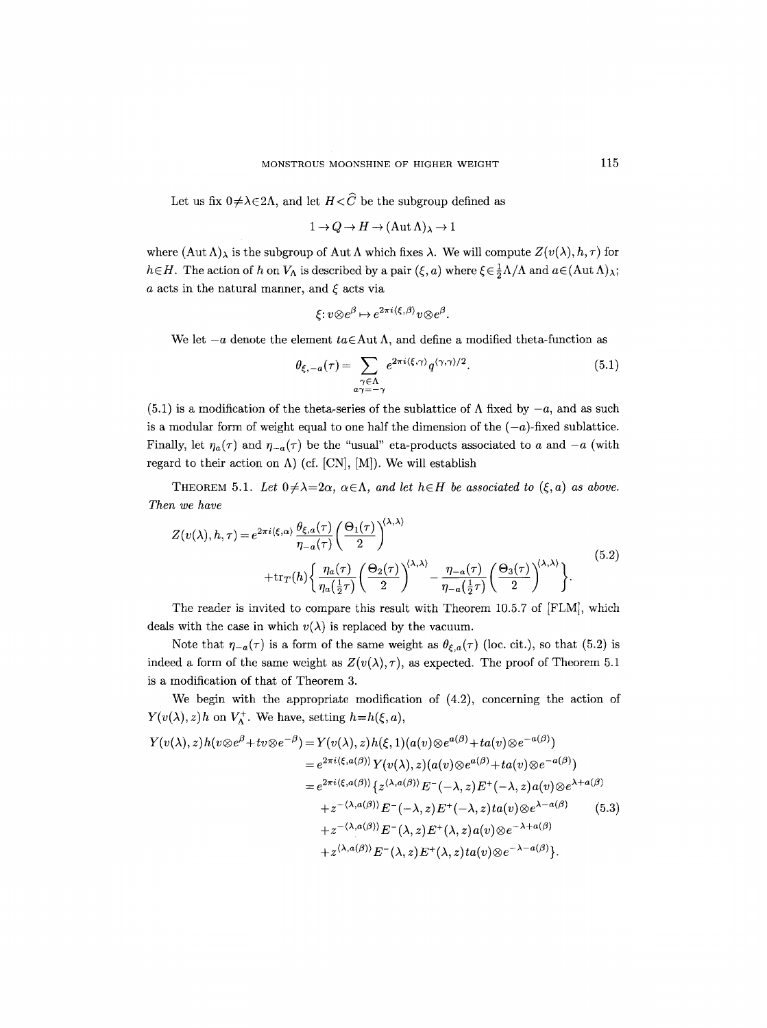Let us fix $0 \neq \lambda \in 2\Lambda$, and let $H < \widehat{C}$ be the subgroup defined as

$$1 \to Q \to H \to (\operatorname{Aut} \Lambda)_\lambda \to 1$$

where $(\operatorname{Aut}\Lambda)_\lambda$ is the subgroup of $\operatorname{Aut}\Lambda$ which fixes $\lambda$. We will compute $Z(v(\lambda), h, \tau)$ for $h \in H$. The action of $h$ on $V_\Lambda$ is described by a pair $(\xi, a)$ where $\xi \in \frac{1}{2}\Lambda/\Lambda$ and $a \in (\operatorname{Aut}\Lambda)_\lambda$; $a$ acts in the natural manner, and $\xi$ acts via

$$\xi \colon v \otimes e^\beta \mapsto e^{2\pi i \langle \xi, \beta \rangle} v \otimes e^\beta.$$

We let $-a$ denote the element $ta \in \operatorname{Aut}\Lambda$, and define a modified theta-function as

$$\theta_{\xi,-a}(\tau) = \sum_{\substack{\gamma \in \Lambda \\ a\gamma = -\gamma}} e^{2\pi i \langle \xi, \gamma \rangle} q^{\langle \gamma, \gamma \rangle /2}. \tag{5.1}$$

(5.1) is a modification of the theta-series of the sublattice of $\Lambda$ fixed by $-a$, and as such is a modular form of weight equal to one half the dimension of the $(-a)$-fixed sublattice. Finally, let $\eta_a(\tau)$ and $\eta_{-a}(\tau)$ be the "usual" eta-products associated to $a$ and $-a$ (with regard to their action on $\Lambda$) (cf. [CN], [M]). We will establish

THEOREM 5.1. *Let $0 \neq \lambda = 2\alpha$, $\alpha \in \Lambda$, and let $h \in H$ be associated to $(\xi, a)$ as above. Then we have*

$$\begin{aligned} Z(v(\lambda), h, \tau) = e^{2\pi i \langle \xi, \alpha \rangle} \frac{\theta_{\xi,a}(\tau)}{\eta_{-a}(\tau)} \left( \frac{\Theta_1(\tau)}{2} \right)^{\langle \lambda, \lambda \rangle} \\ + \operatorname{tr}_T(h) \left\{ \frac{\eta_a(\tau)}{\eta_a\left(\frac{1}{2}\tau\right)} \left( \frac{\Theta_2(\tau)}{2} \right)^{\langle \lambda, \lambda \rangle} - \frac{\eta_{-a}(\tau)}{\eta_{-a}\left(\frac{1}{2}\tau\right)} \left( \frac{\Theta_3(\tau)}{2} \right)^{\langle \lambda, \lambda \rangle} \right\}. \end{aligned} \tag{5.2}$$

The reader is invited to compare this result with Theorem 10.5.7 of [FLM], which deals with the case in which $v(\lambda)$ is replaced by the vacuum.

Note that $\eta_{-a}(\tau)$ is a form of the same weight as $\theta_{\xi,a}(\tau)$ (loc. cit.), so that (5.2) is indeed a form of the same weight as $Z(v(\lambda), \tau)$, as expected. The proof of Theorem 5.1 is a modification of that of Theorem 3.

We begin with the appropriate modification of (4.2), concerning the action of $Y(v(\lambda), z)h$ on $V_\Lambda^+$. We have, setting $h = h(\xi, a)$,

$$\begin{aligned} Y(v(\lambda), z)h(v \otimes e^\beta + tv \otimes e^{-\beta}) &= Y(v(\lambda), z)h(\xi, 1)(a(v) \otimes e^{a(\beta)} + ta(v) \otimes e^{-a(\beta)}) \\ &= e^{2\pi i \langle \xi, a(\beta) \rangle} Y(v(\lambda), z)(a(v) \otimes e^{a(\beta)} + ta(v) \otimes e^{-a(\beta)}) \\ &= e^{2\pi i \langle \xi, a(\beta) \rangle} \{ z^{\langle \lambda, a(\beta) \rangle} E^-(-\lambda, z) E^+(-\lambda, z) a(v) \otimes e^{\lambda + a(\beta)} \\ &\quad + z^{-\langle \lambda, a(\beta) \rangle} E^-(-\lambda, z) E^+(-\lambda, z) ta(v) \otimes e^{\lambda - a(\beta)} \\ &\quad + z^{-\langle \lambda, a(\beta) \rangle} E^-(\lambda, z) E^+(\lambda, z) a(v) \otimes e^{-\lambda + a(\beta)} \\ &\quad + z^{\langle \lambda, a(\beta) \rangle} E^-(\lambda, z) E^+(\lambda, z) ta(v) \otimes e^{-\lambda - a(\beta)} \}. \end{aligned} \tag{5.3}$$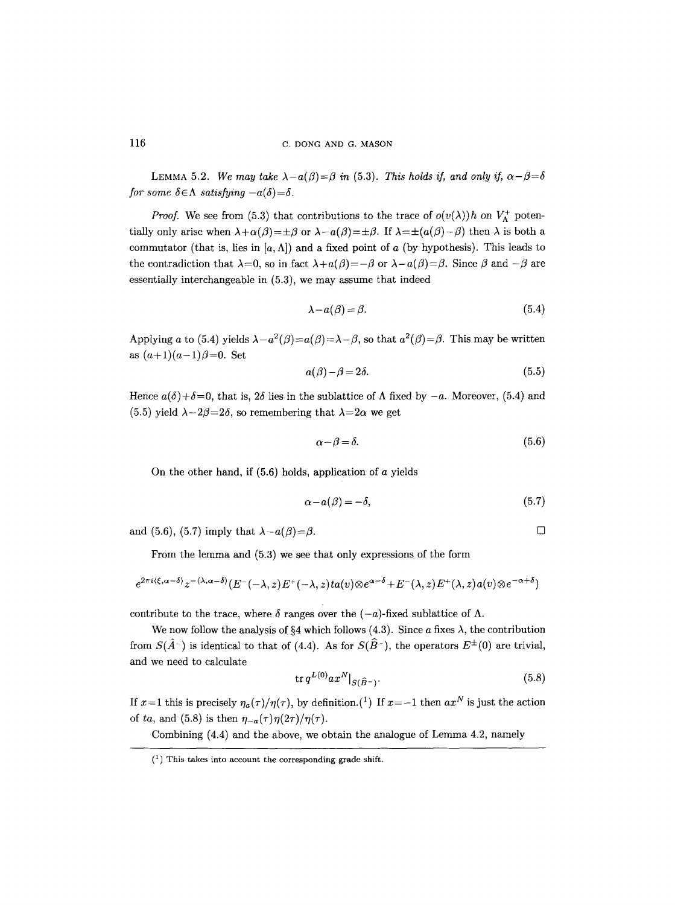LEMMA 5.2. *We may take $\lambda - a(\beta) = \beta$ in (5.3). This holds if, and only if, $\alpha - \beta = \delta$ for some $\delta \in \Lambda$ satisfying $-a(\delta) = \delta$.*

*Proof.* We see from (5.3) that contributions to the trace of $o(v(\lambda))h$ on $V_\Lambda^+$ potentially only arise when $\lambda + a(\beta) = \pm\beta$ or $\lambda - a(\beta) = \pm\beta$. If $\lambda = \pm(a(\beta) - \beta)$ then $\lambda$ is both a commutator (that is, lies in $[a, \Lambda]$) and a fixed point of $a$ (by hypothesis). This leads to the contradiction that $\lambda = 0$, so in fact $\lambda + a(\beta) = -\beta$ or $\lambda - a(\beta) = \beta$. Since $\beta$ and $-\beta$ are essentially interchangeable in (5.3), we may assume that indeed

$$\lambda - a(\beta) = \beta. \tag{5.4}$$

Applying $a$ to (5.4) yields $\lambda - a^2(\beta) = a(\beta) = \lambda - \beta$, so that $a^2(\beta) = \beta$. This may be written as $(a+1)(a-1)\beta = 0$. Set

$$a(\beta) - \beta = 2\delta. \tag{5.5}$$

Hence $a(\delta) + \delta = 0$, that is, $2\delta$ lies in the sublattice of $\Lambda$ fixed by $-a$. Moreover, (5.4) and (5.5) yield $\lambda - 2\beta = 2\delta$, so remembering that $\lambda = 2\alpha$ we get

$$\alpha - \beta = \delta. \tag{5.6}$$

On the other hand, if (5.6) holds, application of $a$ yields

$$\alpha - a(\beta) = -\delta, \tag{5.7}$$

and (5.6), (5.7) imply that $\lambda - a(\beta) = \beta$. $\square$

From the lemma and (5.3) we see that only expressions of the form

$$e^{2\pi i \langle \xi, \alpha - \delta \rangle} z^{-\langle \lambda, \alpha - \delta \rangle} (E^-(-\lambda, z) E^+(-\lambda, z) t a(v) \otimes e^{\alpha - \delta} + E^-(\lambda, z) E^+(\lambda, z) a(v) \otimes e^{-\alpha + \delta})$$

contribute to the trace, where $\delta$ ranges over the $(-a)$-fixed sublattice of $\Lambda$.

We now follow the analysis of §4 which follows (4.3). Since $a$ fixes $\lambda$, the contribution from $S(\hat{A}^-)$ is identical to that of (4.4). As for $S(\widehat{B}^-)$, the operators $E^\pm(0)$ are trivial, and we need to calculate

$$\operatorname{tr} q^{L(0)} a x^N |_{S(\widehat{B}^-)}. \tag{5.8}$$

If $x = 1$ this is precisely $\eta_a(\tau)/\eta(\tau)$, by definition.[1] If $x = -1$ then $ax^N$ is just the action of $ta$, and (5.8) is then $\eta_{-a}(\tau)\eta(2\tau)/\eta(\tau)$.

Combining (4.4) and the above, we obtain the analogue of Lemma 4.2, namely

---

[1] This takes into account the corresponding grade shift.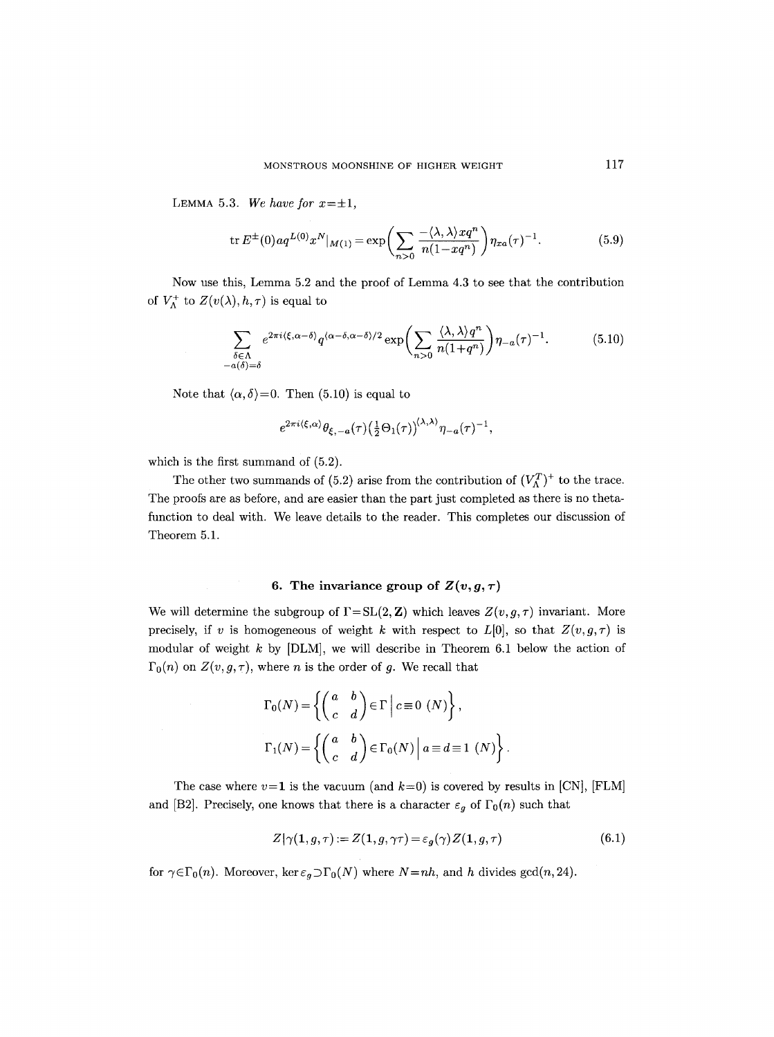LEMMA 5.3. *We have for $x=\pm 1$,*

$$\operatorname{tr} E^{\pm}(0) a q^{L(0)} x^{N}|_{M(1)} = \exp\biggl(\sum_{n>0} \frac{-\langle\lambda,\lambda\rangle x q^n}{n(1-xq^n)}\biggr) \eta_{xa}(\tau)^{-1}. \tag{5.9}$$

Now use this, Lemma 5.2 and the proof of Lemma 4.3 to see that the contribution of $V_\Lambda^+$ to $Z(v(\lambda), h, \tau)$ is equal to

$$\sum_{\substack{\delta\in\Lambda \\ -a(\delta)=\delta}} e^{2\pi i\langle \xi, \alpha-\delta\rangle} q^{\langle \alpha-\delta,\alpha-\delta\rangle/2} \exp\biggl(\sum_{n>0} \frac{\langle\lambda,\lambda\rangle q^n}{n(1+q^n)}\biggr) \eta_{-a}(\tau)^{-1}. \tag{5.10}$$

Note that $\langle\alpha,\delta\rangle=0$. Then (5.10) is equal to

$$e^{2\pi i\langle\xi,\alpha\rangle} \theta_{\xi,-a}(\tau) \bigl(\tfrac{1}{2}\Theta_1(\tau)\bigr)^{\langle\lambda,\lambda\rangle} \eta_{-a}(\tau)^{-1},$$

which is the first summand of (5.2).

The other two summands of (5.2) arise from the contribution of $(V_\Lambda^T)^+$ to the trace. The proofs are as before, and are easier than the part just completed as there is no theta-function to deal with. We leave details to the reader. This completes our discussion of Theorem 5.1.

## 6. The invariance group of $Z(v, g, \tau)$

We will determine the subgroup of $\Gamma=\mathrm{SL}(2,\mathbf{Z})$ which leaves $Z(v,g,\tau)$ invariant. More precisely, if $v$ is homogeneous of weight $k$ with respect to $L[0]$, so that $Z(v,g,\tau)$ is modular of weight $k$ by [DLM], we will describe in Theorem 6.1 below the action of $\Gamma_0(n)$ on $Z(v,g,\tau)$, where $n$ is the order of $g$. We recall that

$$\Gamma_0(N) = \left\{ \begin{pmatrix} a & b \\ c & d \end{pmatrix} \in \Gamma \,\middle|\, c \equiv 0 \ (N) \right\},$$

$$\Gamma_1(N) = \left\{ \begin{pmatrix} a & b \\ c & d \end{pmatrix} \in \Gamma_0(N) \,\middle|\, a \equiv d \equiv 1 \ (N) \right\}.$$

The case where $v=\mathbf{1}$ is the vacuum (and $k=0$) is covered by results in [CN], [FLM] and [B2]. Precisely, one knows that there is a character $\varepsilon_g$ of $\Gamma_0(n)$ such that

$$Z|\gamma(\mathbf{1}, g, \tau) := Z(\mathbf{1}, g, \gamma\tau) = \varepsilon_g(\gamma) Z(\mathbf{1}, g, \tau) \tag{6.1}$$

for $\gamma\in\Gamma_0(n)$. Moreover, $\ker\varepsilon_g \supset \Gamma_0(N)$ where $N=nh$, and $h$ divides $\gcd(n,24)$.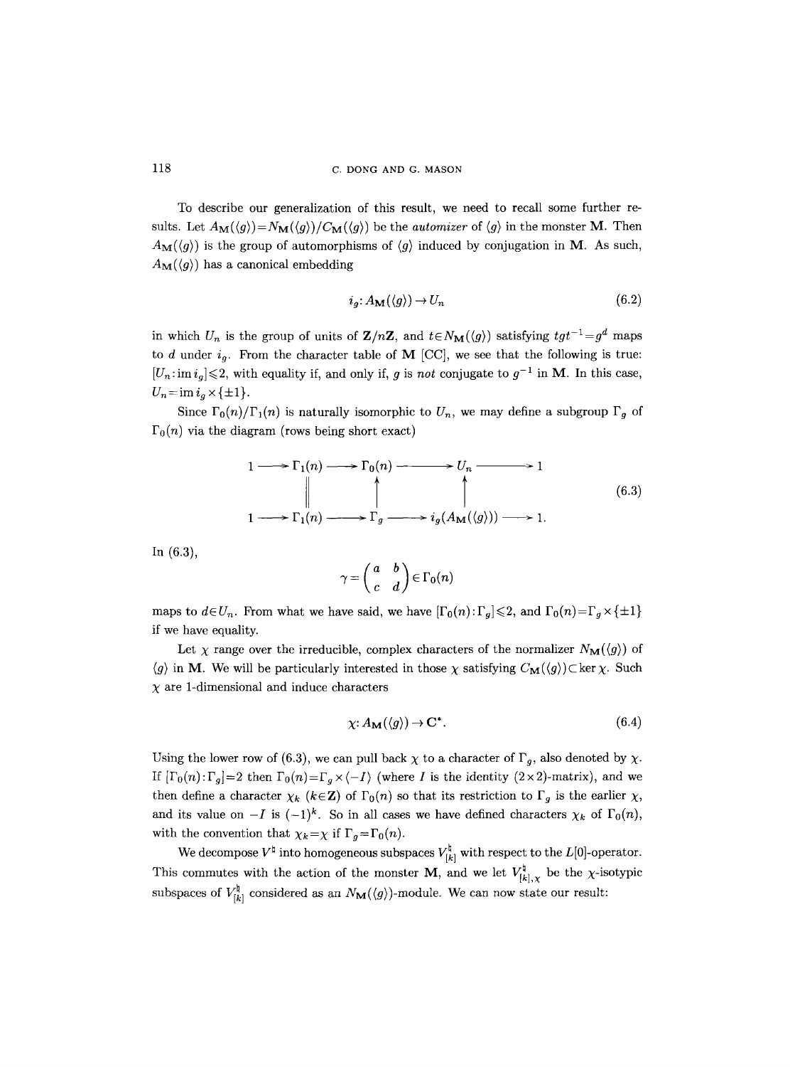To describe our generalization of this result, we need to recall some further results. Let $A_{\mathbf{M}}(\langle g\rangle)=N_{\mathbf{M}}(\langle g\rangle)/C_{\mathbf{M}}(\langle g\rangle)$ be the *automizer* of $\langle g\rangle$ in the monster $\mathbf{M}$. Then $A_{\mathbf{M}}(\langle g\rangle)$ is the group of automorphisms of $\langle g\rangle$ induced by conjugation in $\mathbf{M}$. As such, $A_{\mathbf{M}}(\langle g\rangle)$ has a canonical embedding

$$i_g\colon A_{\mathbf{M}}(\langle g\rangle)\to U_n \tag{6.2}$$

in which $U_n$ is the group of units of $\mathbf{Z}/n\mathbf{Z}$, and $t\in N_{\mathbf{M}}(\langle g\rangle)$ satisfying $tgt^{-1}=g^d$ maps to $d$ under $i_g$. From the character table of $\mathbf{M}$ [CC], we see that the following is true: $[U_n\colon \operatorname{im} i_g]\leqslant 2$, with equality if, and only if, $g$ is *not* conjugate to $g^{-1}$ in $\mathbf{M}$. In this case, $U_n=\operatorname{im} i_g\times\{\pm1\}$.

Since $\Gamma_0(n)/\Gamma_1(n)$ is naturally isomorphic to $U_n$, we may define a subgroup $\Gamma_g$ of $\Gamma_0(n)$ via the diagram (rows being short exact)

$$\begin{array}{ccccccccc}
1 & \longrightarrow & \Gamma_1(n) & \longrightarrow & \Gamma_0(n) & \longrightarrow & U_n & \longrightarrow & 1\\
 & & \| & & \uparrow & & \uparrow & & \\
1 & \longrightarrow & \Gamma_1(n) & \longrightarrow & \Gamma_g & \longrightarrow & i_g(A_{\mathbf{M}}(\langle g\rangle)) & \longrightarrow & 1.
\end{array} \tag{6.3}$$

In (6.3),

$$\gamma=\begin{pmatrix} a & b\\ c & d\end{pmatrix}\in\Gamma_0(n)$$

maps to $d\in U_n$. From what we have said, we have $[\Gamma_0(n)\colon\Gamma_g]\leqslant 2$, and $\Gamma_0(n)=\Gamma_g\times\{\pm1\}$ if we have equality.

Let $\chi$ range over the irreducible, complex characters of the normalizer $N_{\mathbf{M}}(\langle g\rangle)$ of $\langle g\rangle$ in $\mathbf{M}$. We will be particularly interested in those $\chi$ satisfying $C_{\mathbf{M}}(\langle g\rangle)\subset\ker\chi$. Such $\chi$ are 1-dimensional and induce characters

$$\chi\colon A_{\mathbf{M}}(\langle g\rangle)\to\mathbf{C}^*. \tag{6.4}$$

Using the lower row of (6.3), we can pull back $\chi$ to a character of $\Gamma_g$, also denoted by $\chi$. If $[\Gamma_0(n)\colon\Gamma_g]=2$ then $\Gamma_0(n)=\Gamma_g\times\langle -I\rangle$ (where $I$ is the identity $(2\times2)$-matrix), and we then define a character $\chi_k$ ($k\in\mathbf{Z}$) of $\Gamma_0(n)$ so that its restriction to $\Gamma_g$ is the earlier $\chi$, and its value on $-I$ is $(-1)^k$. So in all cases we have defined characters $\chi_k$ of $\Gamma_0(n)$, with the convention that $\chi_k=\chi$ if $\Gamma_g=\Gamma_0(n)$.

We decompose $V^\natural$ into homogeneous subspaces $V^\natural_{[k]}$ with respect to the $L[0]$-operator. This commutes with the action of the monster $\mathbf{M}$, and we let $V^\natural_{[k],\chi}$ be the $\chi$-isotypic subspaces of $V^\natural_{[k]}$ considered as an $N_{\mathbf{M}}(\langle g\rangle)$-module. We can now state our result: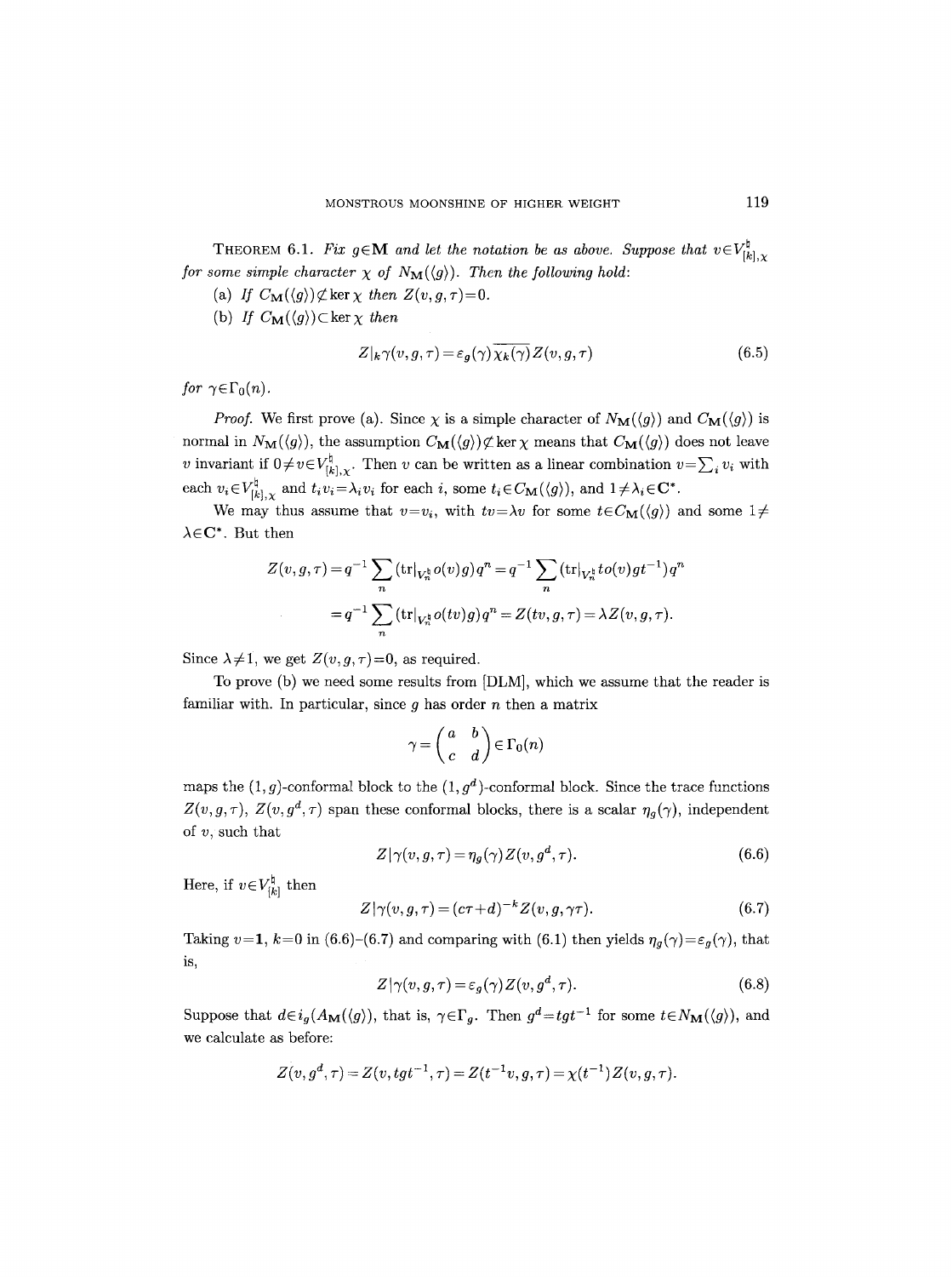**Theorem 6.1.** *Fix $g\in\mathbf{M}$ and let the notation be as above. Suppose that $v\in V^\natural_{[k],\chi}$ for some simple character $\chi$ of $N_{\mathbf{M}}(\langle g\rangle)$. Then the following hold:*

(a) *If $C_{\mathbf{M}}(\langle g\rangle)\not\subset\ker\chi$ then $Z(v,g,\tau)=0$.*

(b) *If $C_{\mathbf{M}}(\langle g\rangle)\subset\ker\chi$ then*

$$Z|_k\gamma(v,g,\tau)=\varepsilon_g(\gamma)\overline{\chi_k(\gamma)}Z(v,g,\tau) \tag{6.5}$$

*for $\gamma\in\Gamma_0(n)$.*

*Proof.* We first prove (a). Since $\chi$ is a simple character of $N_{\mathbf{M}}(\langle g\rangle)$ and $C_{\mathbf{M}}(\langle g\rangle)$ is normal in $N_{\mathbf{M}}(\langle g\rangle)$, the assumption $C_{\mathbf{M}}(\langle g\rangle)\not\subset\ker\chi$ means that $C_{\mathbf{M}}(\langle g\rangle)$ does not leave $v$ invariant if $0\neq v\in V^\natural_{[k],\chi}$. Then $v$ can be written as a linear combination $v=\sum_i v_i$ with each $v_i\in V^\natural_{[k],\chi}$ and $t_iv_i=\lambda_iv_i$ for each $i$, some $t_i\in C_{\mathbf{M}}(\langle g\rangle)$, and $1\neq\lambda_i\in\mathbf{C}^*$.

We may thus assume that $v=v_i$, with $tv=\lambda v$ for some $t\in C_{\mathbf{M}}(\langle g\rangle)$ and some $1\neq\lambda\in\mathbf{C}^*$. But then

$$\begin{aligned}Z(v,g,\tau)&=q^{-1}\sum_n(\mathrm{tr}|_{V^\natural_n}o(v)g)q^n=q^{-1}\sum_n(\mathrm{tr}|_{V^\natural_n}to(v)gt^{-1})q^n\\&=q^{-1}\sum_n(\mathrm{tr}|_{V^\natural_n}o(tv)g)q^n=Z(tv,g,\tau)=\lambda Z(v,g,\tau).\end{aligned}$$

Since $\lambda\neq1$, we get $Z(v,g,\tau)=0$, as required.

To prove (b) we need some results from [DLM], which we assume that the reader is familiar with. In particular, since $g$ has order $n$ then a matrix

$$\gamma=\begin{pmatrix}a&b\\c&d\end{pmatrix}\in\Gamma_0(n)$$

maps the $(1,g)$-conformal block to the $(1,g^d)$-conformal block. Since the trace functions $Z(v,g,\tau)$, $Z(v,g^d,\tau)$ span these conformal blocks, there is a scalar $\eta_g(\gamma)$, independent of $v$, such that

$$Z|\gamma(v,g,\tau)=\eta_g(\gamma)Z(v,g^d,\tau). \tag{6.6}$$

Here, if $v\in V^\natural_{[k]}$ then

$$Z|\gamma(v,g,\tau)=(c\tau+d)^{-k}Z(v,g,\gamma\tau). \tag{6.7}$$

Taking $v=\mathbf{1}$, $k=0$ in (6.6)–(6.7) and comparing with (6.1) then yields $\eta_g(\gamma)=\varepsilon_g(\gamma)$, that is,

$$Z|\gamma(v,g,\tau)=\varepsilon_g(\gamma)Z(v,g^d,\tau). \tag{6.8}$$

Suppose that $d\in i_g(A_{\mathbf{M}}(\langle g\rangle))$, that is, $\gamma\in\Gamma_g$. Then $g^d=tgt^{-1}$ for some $t\in N_{\mathbf{M}}(\langle g\rangle)$, and we calculate as before:

$$Z(v,g^d,\tau)=Z(v,tgt^{-1},\tau)=Z(t^{-1}v,g,\tau)=\chi(t^{-1})Z(v,g,\tau).$$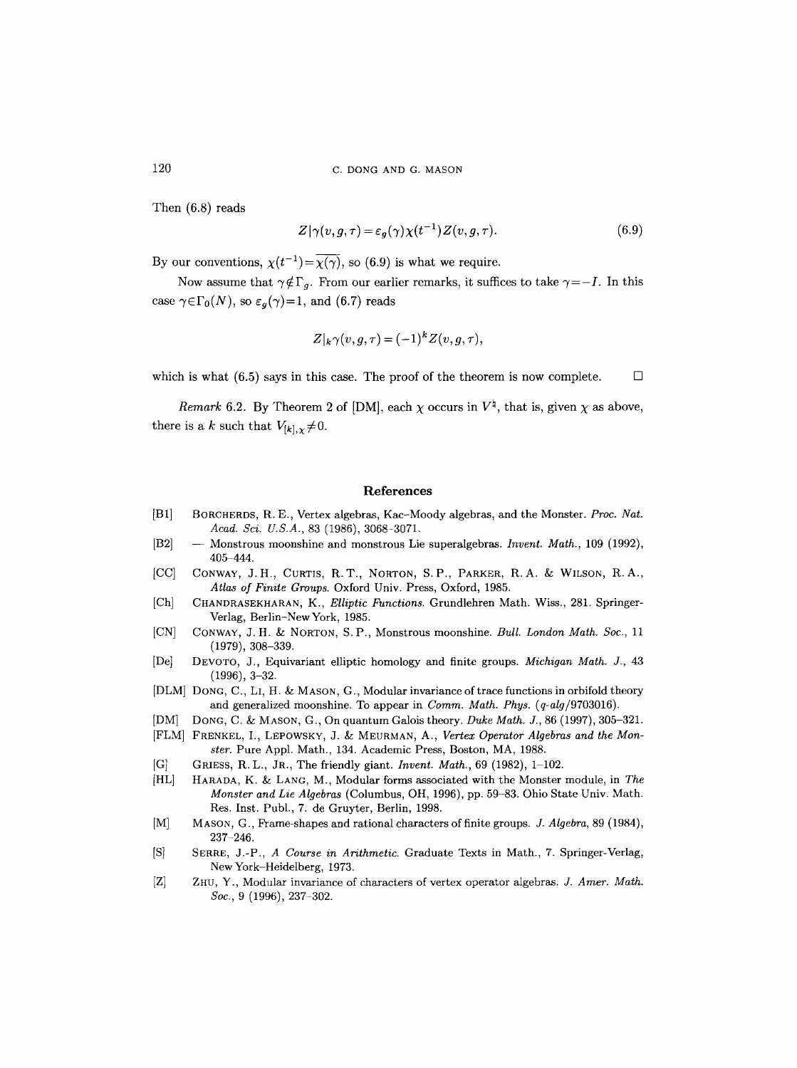Then (6.8) reads

$$Z|\gamma(v,g,\tau)=\varepsilon_g(\gamma)\chi(t^{-1})Z(v,g,\tau). \tag{6.9}$$

By our conventions, $\chi(t^{-1})=\overline{\chi(\gamma)}$, so (6.9) is what we require.

Now assume that $\gamma\notin\Gamma_g$. From our earlier remarks, it suffices to take $\gamma=-I$. In this case $\gamma\in\Gamma_0(N)$, so $\varepsilon_g(\gamma)=1$, and (6.7) reads

$$Z|_k\gamma(v,g,\tau)=(-1)^k Z(v,g,\tau),$$

which is what (6.5) says in this case. The proof of the theorem is now complete. $\square$

*Remark* 6.2. By Theorem 2 of [DM], each $\chi$ occurs in $V^\natural$, that is, given $\chi$ as above, there is a $k$ such that $V_{[k],\chi}\neq 0$.

## References

[B1] Borcherds, R. E., Vertex algebras, Kac–Moody algebras, and the Monster. *Proc. Nat. Acad. Sci. U.S.A.*, 83 (1986), 3068–3071.

[B2] — Monstrous moonshine and monstrous Lie superalgebras. *Invent. Math.*, 109 (1992), 405–444.

[CC] Conway, J. H., Curtis, R. T., Norton, S. P., Parker, R. A. & Wilson, R. A., *Atlas of Finite Groups*. Oxford Univ. Press, Oxford, 1985.

[Ch] Chandrasekharan, K., *Elliptic Functions*. Grundlehren Math. Wiss., 281. Springer-Verlag, Berlin–New York, 1985.

[CN] Conway, J. H. & Norton, S. P., Monstrous moonshine. *Bull. London Math. Soc.*, 11 (1979), 308–339.

[De] Devoto, J., Equivariant elliptic homology and finite groups. *Michigan Math. J.*, 43 (1996), 3–32.

[DLM] Dong, C., Li, H. & Mason, G., Modular invariance of trace functions in orbifold theory and generalized moonshine. To appear in *Comm. Math. Phys.* (*q-alg*/9703016).

[DM] Dong, C. & Mason, G., On quantum Galois theory. *Duke Math. J.*, 86 (1997), 305–321.

[FLM] Frenkel, I., Lepowsky, J. & Meurman, A., *Vertex Operator Algebras and the Monster*. Pure Appl. Math., 134. Academic Press, Boston, MA, 1988.

[G] Griess, R. L., Jr., The friendly giant. *Invent. Math.*, 69 (1982), 1–102.

[HL] Harada, K. & Lang, M., Modular forms associated with the Monster module, in *The Monster and Lie Algebras* (Columbus, OH, 1996), pp. 59–83. Ohio State Univ. Math. Res. Inst. Publ., 7. de Gruyter, Berlin, 1998.

[M] Mason, G., Frame-shapes and rational characters of finite groups. *J. Algebra*, 89 (1984), 237–246.

[S] Serre, J.-P., *A Course in Arithmetic*. Graduate Texts in Math., 7. Springer-Verlag, New York–Heidelberg, 1973.

[Z] Zhu, Y., Modular invariance of characters of vertex operator algebras. *J. Amer. Math. Soc.*, 9 (1996), 237–302.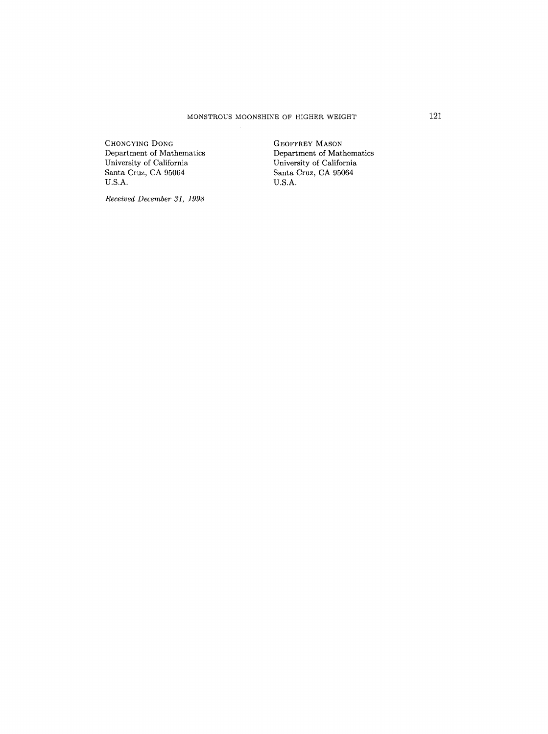Chongying Dong
Department of Mathematics
University of California
Santa Cruz, CA 95064
U.S.A.

Geoffrey Mason
Department of Mathematics
University of California
Santa Cruz, CA 95064
U.S.A.

*Received December 31, 1998*